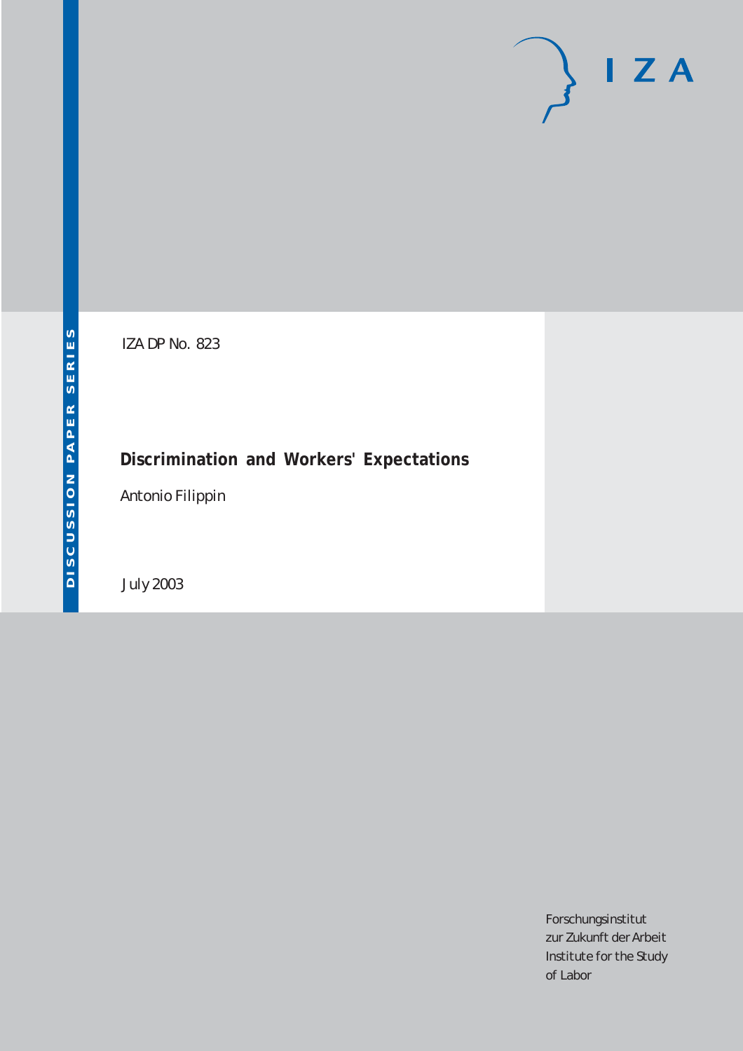IZA DP No. 823

# Discrimination and Workers' Expectations

Antonio Filippin

July 2003

Forschungsinstitut
zur Zukunft der Arbeit
Institute for the Study
of Labor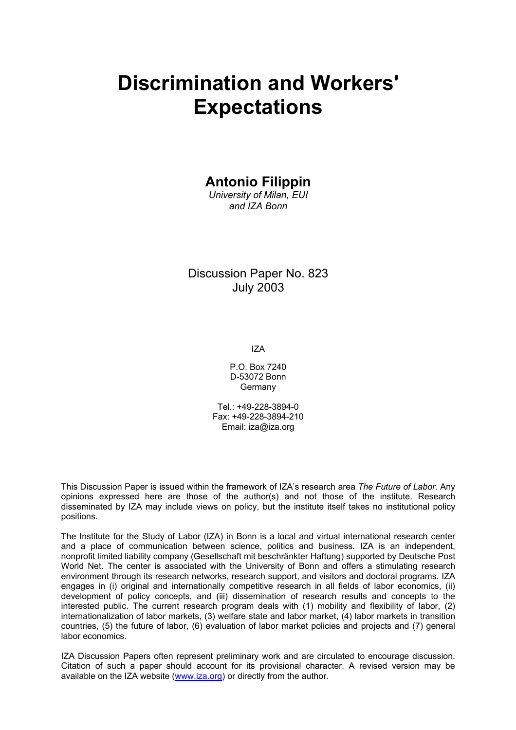# Discrimination and Workers' Expectations

## Antonio Filippin

*University of Milan, EUI and IZA Bonn*

Discussion Paper No. 823
July 2003

IZA

P.O. Box 7240
D-53072 Bonn
Germany

Tel.: +49-228-3894-0
Fax: +49-228-3894-210
Email: iza@iza.org

This Discussion Paper is issued within the framework of IZA's research area *The Future of Labor.* Any opinions expressed here are those of the author(s) and not those of the institute. Research disseminated by IZA may include views on policy, but the institute itself takes no institutional policy positions.

The Institute for the Study of Labor (IZA) in Bonn is a local and virtual international research center and a place of communication between science, politics and business. IZA is an independent, nonprofit limited liability company (Gesellschaft mit beschränkter Haftung) supported by Deutsche Post World Net. The center is associated with the University of Bonn and offers a stimulating research environment through its research networks, research support, and visitors and doctoral programs. IZA engages in (i) original and internationally competitive research in all fields of labor economics, (ii) development of policy concepts, and (iii) dissemination of research results and concepts to the interested public. The current research program deals with (1) mobility and flexibility of labor, (2) internationalization of labor markets, (3) welfare state and labor market, (4) labor markets in transition countries, (5) the future of labor, (6) evaluation of labor market policies and projects and (7) general labor economics.

IZA Discussion Papers often represent preliminary work and are circulated to encourage discussion. Citation of such a paper should account for its provisional character. A revised version may be available on the IZA website (www.iza.org) or directly from the author.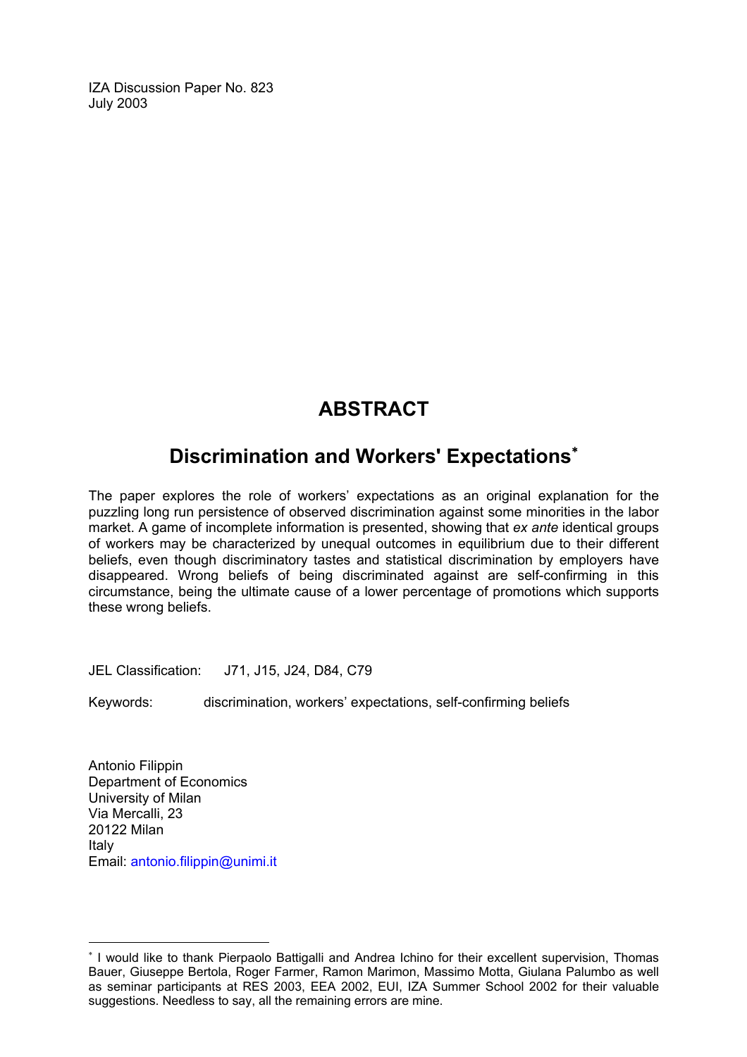IZA Discussion Paper No. 823
July 2003

# ABSTRACT

## Discrimination and Workers' Expectations[∗]

The paper explores the role of workers' expectations as an original explanation for the puzzling long run persistence of observed discrimination against some minorities in the labor market. A game of incomplete information is presented, showing that *ex ante* identical groups of workers may be characterized by unequal outcomes in equilibrium due to their different beliefs, even though discriminatory tastes and statistical discrimination by employers have disappeared. Wrong beliefs of being discriminated against are self-confirming in this circumstance, being the ultimate cause of a lower percentage of promotions which supports these wrong beliefs.

JEL Classification: J71, J15, J24, D84, C79

Keywords: discrimination, workers' expectations, self-confirming beliefs

Antonio Filippin
Department of Economics
University of Milan
Via Mercalli, 23
20122 Milan
Italy
Email: antonio.filippin@unimi.it

---

[∗] I would like to thank Pierpaolo Battigalli and Andrea Ichino for their excellent supervision, Thomas Bauer, Giuseppe Bertola, Roger Farmer, Ramon Marimon, Massimo Motta, Giulana Palumbo as well as seminar participants at RES 2003, EEA 2002, EUI, IZA Summer School 2002 for their valuable suggestions. Needless to say, all the remaining errors are mine.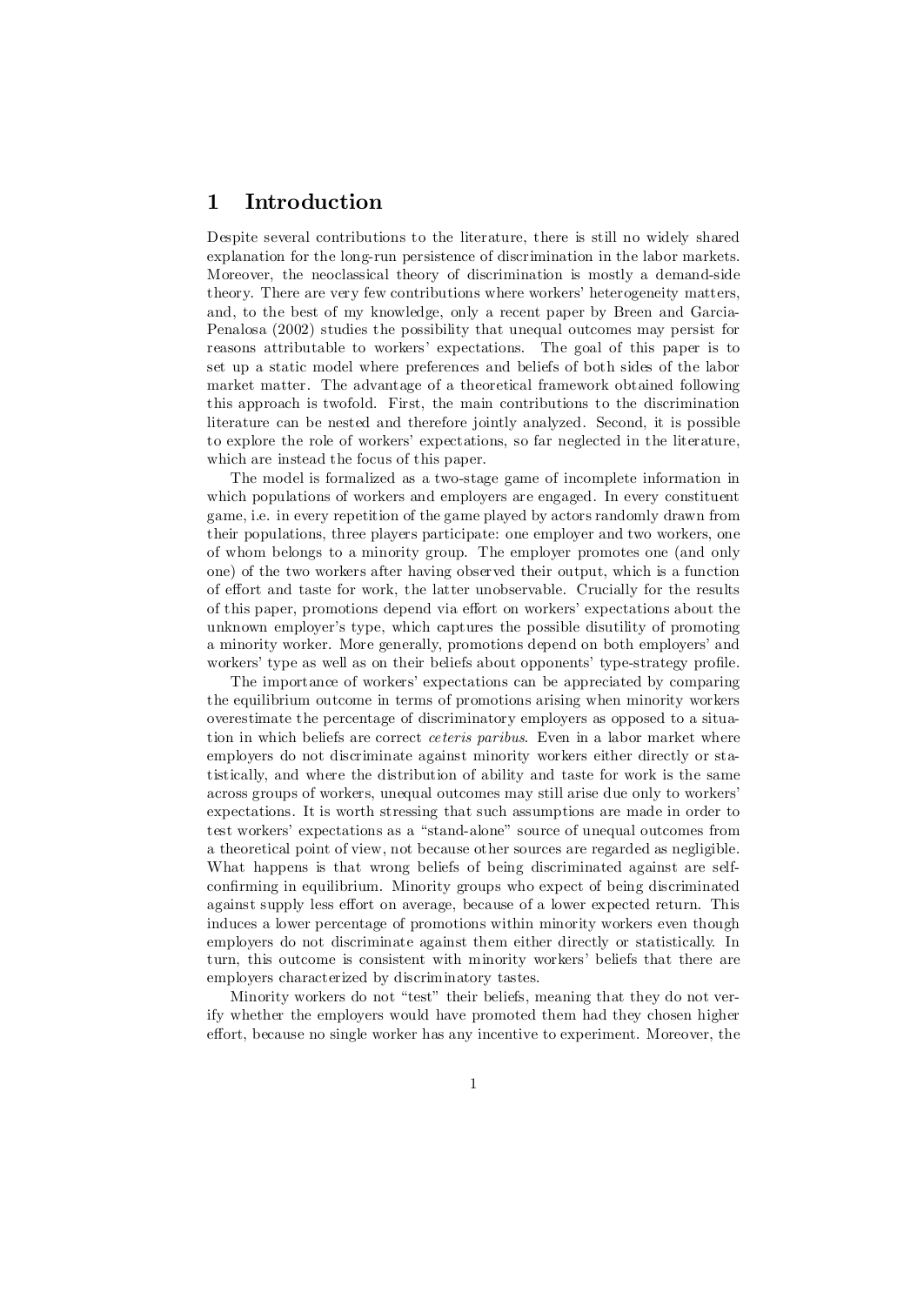# 1 Introduction

Despite several contributions to the literature, there is still no widely shared explanation for the long-run persistence of discrimination in the labor markets. Moreover, the neoclassical theory of discrimination is mostly a demand-side theory. There are very few contributions where workers' heterogeneity matters, and, to the best of my knowledge, only a recent paper by Breen and Garcia-Penalosa (2002) studies the possibility that unequal outcomes may persist for reasons attributable to workers' expectations. The goal of this paper is to set up a static model where preferences and beliefs of both sides of the labor market matter. The advantage of a theoretical framework obtained following this approach is twofold. First, the main contributions to the discrimination literature can be nested and therefore jointly analyzed. Second, it is possible to explore the role of workers' expectations, so far neglected in the literature, which are instead the focus of this paper.

The model is formalized as a two-stage game of incomplete information in which populations of workers and employers are engaged. In every constituent game, i.e. in every repetition of the game played by actors randomly drawn from their populations, three players participate: one employer and two workers, one of whom belongs to a minority group. The employer promotes one (and only one) of the two workers after having observed their output, which is a function of effort and taste for work, the latter unobservable. Crucially for the results of this paper, promotions depend via effort on workers' expectations about the unknown employer's type, which captures the possible disutility of promoting a minority worker. More generally, promotions depend on both employers' and workers' type as well as on their beliefs about opponents' type-strategy profile.

The importance of workers' expectations can be appreciated by comparing the equilibrium outcome in terms of promotions arising when minority workers overestimate the percentage of discriminatory employers as opposed to a situation in which beliefs are correct *ceteris paribus*. Even in a labor market where employers do not discriminate against minority workers either directly or statistically, and where the distribution of ability and taste for work is the same across groups of workers, unequal outcomes may still arise due only to workers' expectations. It is worth stressing that such assumptions are made in order to test workers' expectations as a "stand-alone" source of unequal outcomes from a theoretical point of view, not because other sources are regarded as negligible. What happens is that wrong beliefs of being discriminated against are self-confirming in equilibrium. Minority groups who expect of being discriminated against supply less effort on average, because of a lower expected return. This induces a lower percentage of promotions within minority workers even though employers do not discriminate against them either directly or statistically. In turn, this outcome is consistent with minority workers' beliefs that there are employers characterized by discriminatory tastes.

Minority workers do not "test" their beliefs, meaning that they do not verify whether the employers would have promoted them had they chosen higher effort, because no single worker has any incentive to experiment. Moreover, the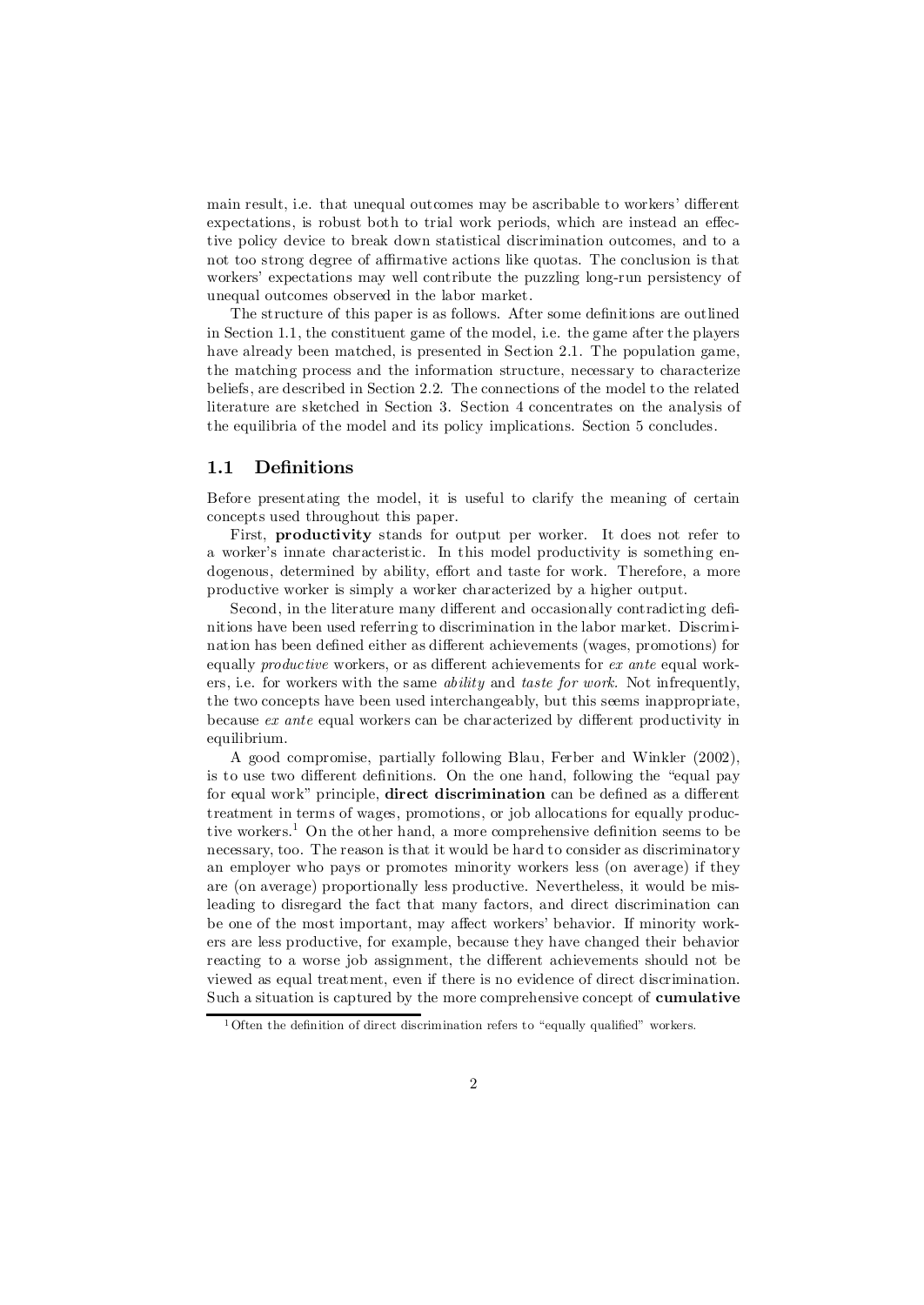main result, i.e. that unequal outcomes may be ascribable to workers' different expectations, is robust both to trial work periods, which are instead an effective policy device to break down statistical discrimination outcomes, and to a not too strong degree of affirmative actions like quotas. The conclusion is that workers' expectations may well contribute the puzzling long-run persistency of unequal outcomes observed in the labor market.

The structure of this paper is as follows. After some definitions are outlined in Section 1.1, the constituent game of the model, i.e. the game after the players have already been matched, is presented in Section 2.1. The population game, the matching process and the information structure, necessary to characterize beliefs, are described in Section 2.2. The connections of the model to the related literature are sketched in Section 3. Section 4 concentrates on the analysis of the equilibria of the model and its policy implications. Section 5 concludes.

## 1.1 Definitions

Before presentating the model, it is useful to clarify the meaning of certain concepts used throughout this paper.

First, **productivity** stands for output per worker. It does not refer to a worker's innate characteristic. In this model productivity is something endogenous, determined by ability, effort and taste for work. Therefore, a more productive worker is simply a worker characterized by a higher output.

Second, in the literature many different and occasionally contradicting definitions have been used referring to discrimination in the labor market. Discrimination has been defined either as different achievements (wages, promotions) for equally *productive* workers, or as different achievements for *ex ante* equal workers, i.e. for workers with the same *ability* and *taste for work*. Not infrequently, the two concepts have been used interchangeably, but this seems inappropriate, because *ex ante* equal workers can be characterized by different productivity in equilibrium.

A good compromise, partially following Blau, Ferber and Winkler (2002), is to use two different definitions. On the one hand, following the "equal pay for equal work" principle, **direct discrimination** can be defined as a different treatment in terms of wages, promotions, or job allocations for equally productive workers.[1] On the other hand, a more comprehensive definition seems to be necessary, too. The reason is that it would be hard to consider as discriminatory an employer who pays or promotes minority workers less (on average) if they are (on average) proportionally less productive. Nevertheless, it would be misleading to disregard the fact that many factors, and direct discrimination can be one of the most important, may affect workers' behavior. If minority workers are less productive, for example, because they have changed their behavior reacting to a worse job assignment, the different achievements should not be viewed as equal treatment, even if there is no evidence of direct discrimination. Such a situation is captured by the more comprehensive concept of **cumulative**

[1] Often the definition of direct discrimination refers to "equally qualified" workers.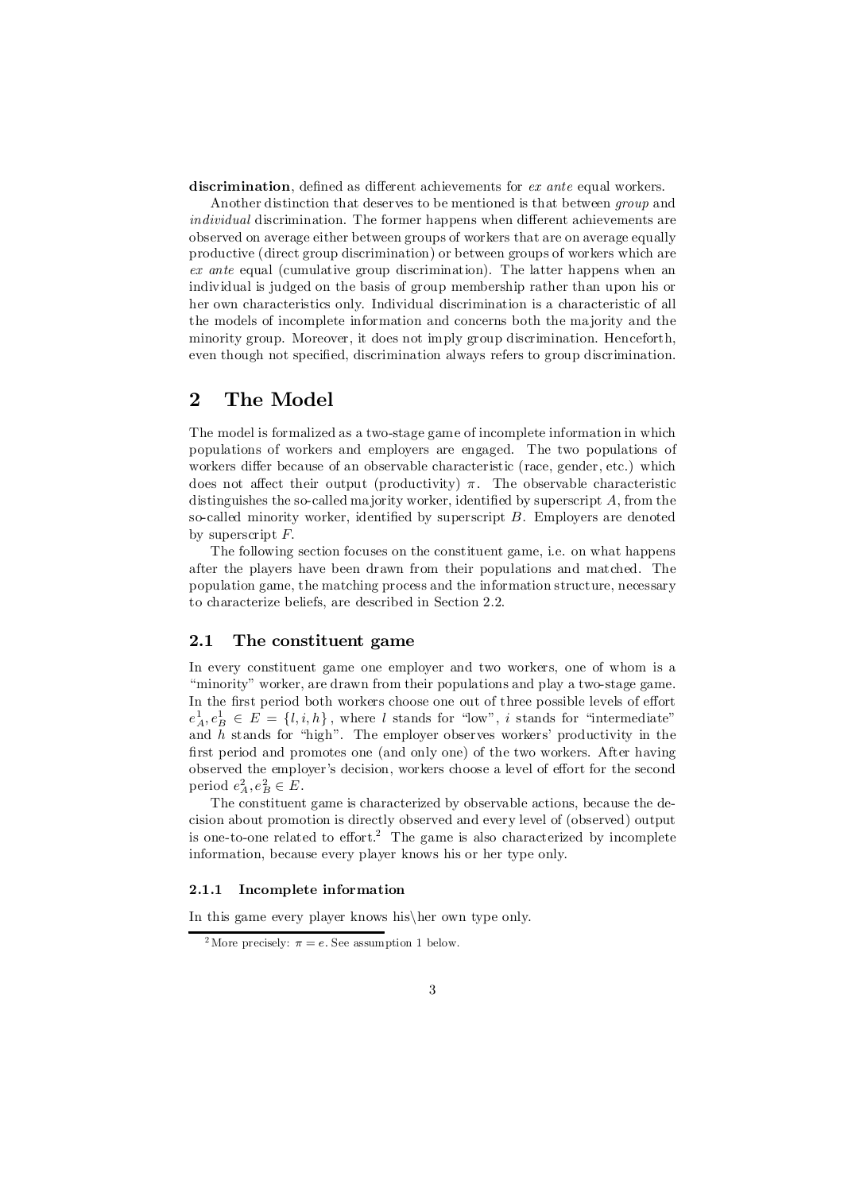**discrimination**, defined as different achievements for *ex ante* equal workers.

Another distinction that deserves to be mentioned is that between *group* and *individual* discrimination. The former happens when different achievements are observed on average either between groups of workers that are on average equally productive (direct group discrimination) or between groups of workers which are *ex ante* equal (cumulative group discrimination). The latter happens when an individual is judged on the basis of group membership rather than upon his or her own characteristics only. Individual discrimination is a characteristic of all the models of incomplete information and concerns both the majority and the minority group. Moreover, it does not imply group discrimination. Henceforth, even though not specified, discrimination always refers to group discrimination.

## 2 The Model

The model is formalized as a two-stage game of incomplete information in which populations of workers and employers are engaged. The two populations of workers differ because of an observable characteristic (race, gender, etc.) which does not affect their output (productivity) $\pi$. The observable characteristic distinguishes the so-called majority worker, identified by superscript $A$, from the so-called minority worker, identified by superscript $B$. Employers are denoted by superscript $F$.

The following section focuses on the constituent game, i.e. on what happens after the players have been drawn from their populations and matched. The population game, the matching process and the information structure, necessary to characterize beliefs, are described in Section 2.2.

### 2.1 The constituent game

In every constituent game one employer and two workers, one of whom is a "minority" worker, are drawn from their populations and play a two-stage game. In the first period both workers choose one out of three possible levels of effort $e_A^1, e_B^1 \in E = \{l, i, h\}$, where $l$ stands for "low", $i$ stands for "intermediate" and $h$ stands for "high". The employer observes workers' productivity in the first period and promotes one (and only one) of the two workers. After having observed the employer's decision, workers choose a level of effort for the second period $e_A^2, e_B^2 \in E$.

The constituent game is characterized by observable actions, because the decision about promotion is directly observed and every level of (observed) output is one-to-one related to effort.[2] The game is also characterized by incomplete information, because every player knows his or her type only.

#### 2.1.1 Incomplete information

In this game every player knows his\her own type only.

[2] More precisely: $\pi = e$. See assumption 1 below.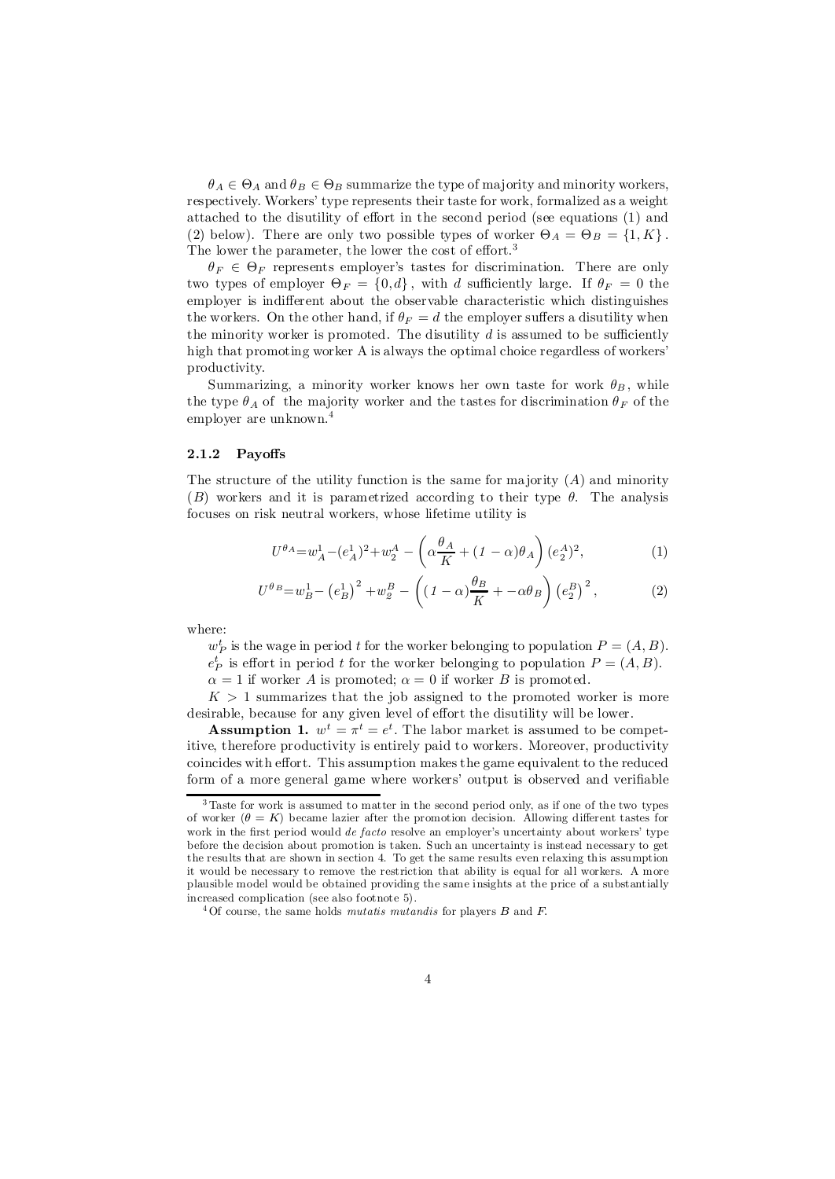$\theta_A \in \Theta_A$ and $\theta_B \in \Theta_B$ summarize the type of majority and minority workers, respectively. Workers' type represents their taste for work, formalized as a weight attached to the disutility of effort in the second period (see equations (1) and (2) below). There are only two possible types of worker $\Theta_A = \Theta_B = \{1, K\}$. The lower the parameter, the lower the cost of effort.[3]

$\theta_F \in \Theta_F$ represents employer's tastes for discrimination. There are only two types of employer $\Theta_F = \{0, d\}$, with $d$ sufficiently large. If $\theta_F = 0$ the employer is indifferent about the observable characteristic which distinguishes the workers. On the other hand, if $\theta_F = d$ the employer suffers a disutility when the minority worker is promoted. The disutility $d$ is assumed to be sufficiently high that promoting worker A is always the optimal choice regardless of workers' productivity.

Summarizing, a minority worker knows her own taste for work $\theta_B$, while the type $\theta_A$ of the majority worker and the tastes for discrimination $\theta_F$ of the employer are unknown.[4]

### 2.1.2 Payoffs

The structure of the utility function is the same for majority ($A$) and minority ($B$) workers and it is parametrized according to their type $\theta$. The analysis focuses on risk neutral workers, whose lifetime utility is

$$U^{\theta_A} = w_A^1 - (e_A^1)^2 + w_2^A - \left(\alpha\frac{\theta_A}{K} + (1-\alpha)\theta_A\right)(e_2^A)^2, \tag{1}$$

$$U^{\theta_B} = w_B^1 - \left(e_B^1\right)^2 + w_2^B - \left((1-\alpha)\frac{\theta_B}{K} + -\alpha\theta_B\right)\left(e_2^B\right)^2, \tag{2}$$

where:

$w_P^t$ is the wage in period $t$ for the worker belonging to population $P = (A, B)$.

$e_P^t$ is effort in period $t$ for the worker belonging to population $P = (A, B)$.

$\alpha = 1$ if worker $A$ is promoted; $\alpha = 0$ if worker $B$ is promoted.

$K > 1$ summarizes that the job assigned to the promoted worker is more desirable, because for any given level of effort the disutility will be lower.

**Assumption 1.** $w^t = \pi^t = e^t$. The labor market is assumed to be competitive, therefore productivity is entirely paid to workers. Moreover, productivity coincides with effort. This assumption makes the game equivalent to the reduced form of a more general game where workers' output is observed and verifiable

---

[3] Taste for work is assumed to matter in the second period only, as if one of the two types of worker ($\theta = K$) became lazier after the promotion decision. Allowing different tastes for work in the first period would *de facto* resolve an employer's uncertainty about workers' type before the decision about promotion is taken. Such an uncertainty is instead necessary to get the results that are shown in section 4. To get the same results even relaxing this assumption it would be necessary to remove the restriction that ability is equal for all workers. A more plausible model would be obtained providing the same insights at the price of a substantially increased complication (see also footnote 5).

[4] Of course, the same holds *mutatis mutandis* for players $B$ and $F$.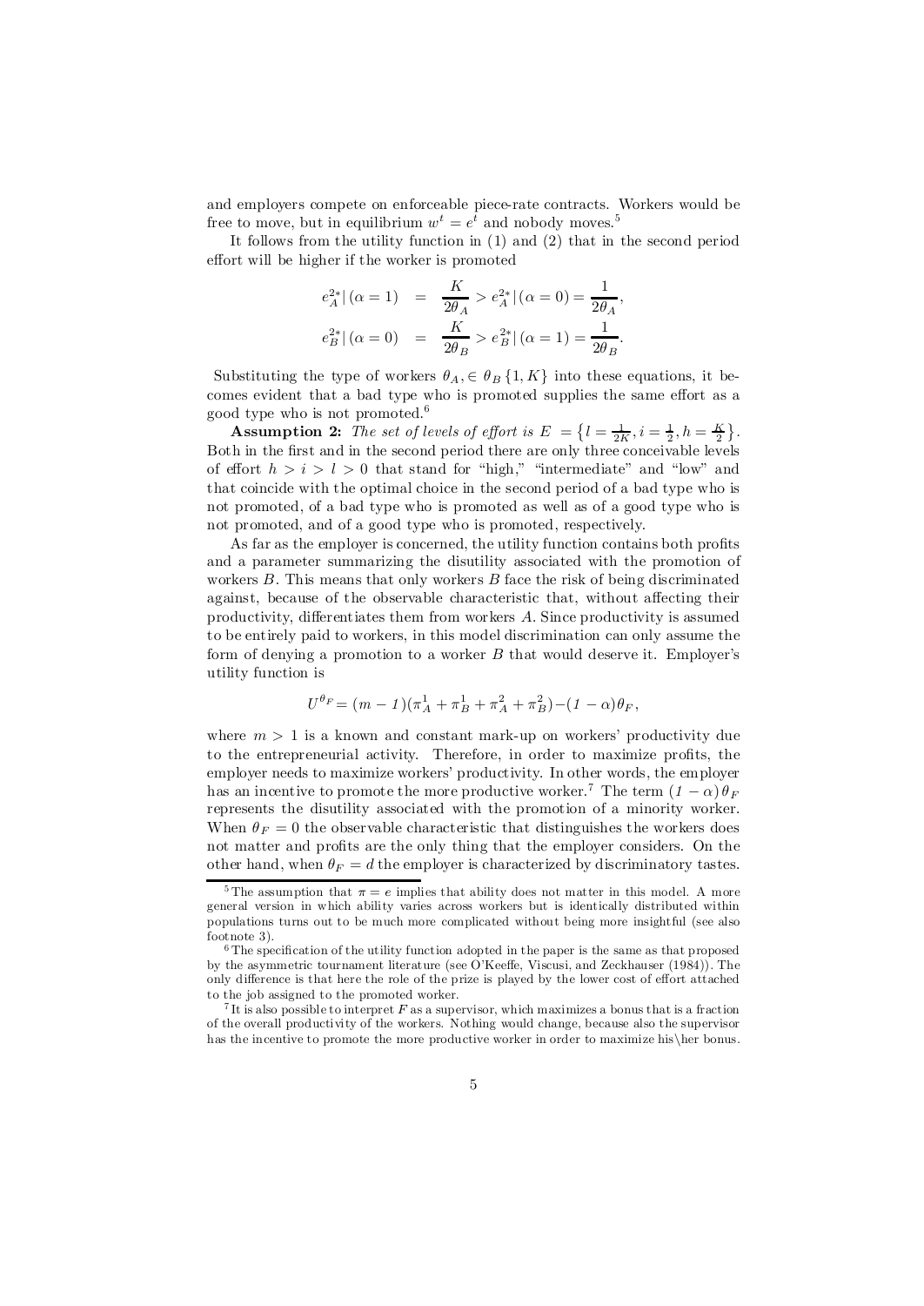and employers compete on enforceable piece-rate contracts. Workers would be free to move, but in equilibrium $w^t = e^t$ and nobody moves.[5]

It follows from the utility function in (1) and (2) that in the second period effort will be higher if the worker is promoted

$$
\begin{aligned}
e_A^{2*}|\,(\alpha = 1) &= \frac{K}{2\theta_A} > e_A^{2*}|\,(\alpha = 0) = \frac{1}{2\theta_A}, \\
e_B^{2*}|\,(\alpha = 0) &= \frac{K}{2\theta_B} > e_B^{2*}|\,(\alpha = 1) = \frac{1}{2\theta_B}.
\end{aligned}
$$

Substituting the type of workers $\theta_A, \in \theta_B \{1, K\}$ into these equations, it becomes evident that a bad type who is promoted supplies the same effort as a good type who is not promoted.[6]

**Assumption 2:** *The set of levels of effort is* $E = \left\{ l = \frac{1}{2K}, i = \frac{1}{2}, h = \frac{K}{2} \right\}$. Both in the first and in the second period there are only three conceivable levels of effort $h > i > l > 0$ that stand for "high," "intermediate" and "low" and that coincide with the optimal choice in the second period of a bad type who is not promoted, of a bad type who is promoted as well as of a good type who is not promoted, and of a good type who is promoted, respectively.

As far as the employer is concerned, the utility function contains both profits and a parameter summarizing the disutility associated with the promotion of workers $B$. This means that only workers $B$ face the risk of being discriminated against, because of the observable characteristic that, without affecting their productivity, differentiates them from workers $A$. Since productivity is assumed to be entirely paid to workers, in this model discrimination can only assume the form of denying a promotion to a worker $B$ that would deserve it. Employer's utility function is

$$
U^{\theta_F} = (m - 1)(\pi_A^1 + \pi_B^1 + \pi_A^2 + \pi_B^2) - (1 - \alpha)\theta_F,
$$

where $m > 1$ is a known and constant mark-up on workers' productivity due to the entrepreneurial activity. Therefore, in order to maximize profits, the employer needs to maximize workers' productivity. In other words, the employer has an incentive to promote the more productive worker.[7] The term $(1 - \alpha)\theta_F$ represents the disutility associated with the promotion of a minority worker. When $\theta_F = 0$ the observable characteristic that distinguishes the workers does not matter and profits are the only thing that the employer considers. On the other hand, when $\theta_F = d$ the employer is characterized by discriminatory tastes.

---

[5] The assumption that $\pi = e$ implies that ability does not matter in this model. A more general version in which ability varies across workers but is identically distributed within populations turns out to be much more complicated without being more insightful (see also footnote 3).

[6] The specification of the utility function adopted in the paper is the same as that proposed by the asymmetric tournament literature (see O'Keeffe, Viscusi, and Zeckhauser (1984)). The only difference is that here the role of the prize is played by the lower cost of effort attached to the job assigned to the promoted worker.

[7] It is also possible to interpret $F$ as a supervisor, which maximizes a bonus that is a fraction of the overall productivity of the workers. Nothing would change, because also the supervisor has the incentive to promote the more productive worker in order to maximize his\her bonus.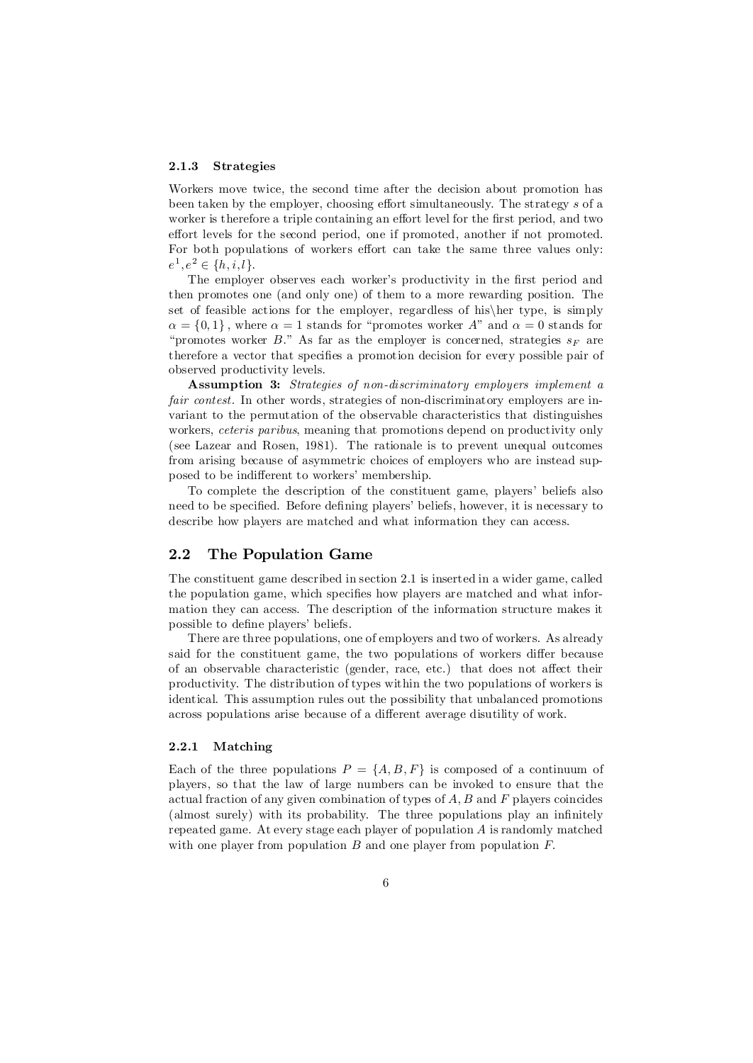#### 2.1.3 Strategies

Workers move twice, the second time after the decision about promotion has been taken by the employer, choosing effort simultaneously. The strategy $s$ of a worker is therefore a triple containing an effort level for the first period, and two effort levels for the second period, one if promoted, another if not promoted. For both populations of workers effort can take the same three values only: $e^1, e^2 \in \{h, i, l\}$.

The employer observes each worker's productivity in the first period and then promotes one (and only one) of them to a more rewarding position. The set of feasible actions for the employer, regardless of his\her type, is simply $\alpha = \{0, 1\}$, where $\alpha = 1$ stands for "promotes worker $A$" and $\alpha = 0$ stands for "promotes worker $B$." As far as the employer is concerned, strategies $s_F$ are therefore a vector that specifies a promotion decision for every possible pair of observed productivity levels.

**Assumption 3:** *Strategies of non-discriminatory employers implement a fair contest.* In other words, strategies of non-discriminatory employers are invariant to the permutation of the observable characteristics that distinguishes workers, *ceteris paribus*, meaning that promotions depend on productivity only (see Lazear and Rosen, 1981). The rationale is to prevent unequal outcomes from arising because of asymmetric choices of employers who are instead supposed to be indifferent to workers' membership.

To complete the description of the constituent game, players' beliefs also need to be specified. Before defining players' beliefs, however, it is necessary to describe how players are matched and what information they can access.

## 2.2 The Population Game

The constituent game described in section 2.1 is inserted in a wider game, called the population game, which specifies how players are matched and what information they can access. The description of the information structure makes it possible to define players' beliefs.

There are three populations, one of employers and two of workers. As already said for the constituent game, the two populations of workers differ because of an observable characteristic (gender, race, etc.) that does not affect their productivity. The distribution of types within the two populations of workers is identical. This assumption rules out the possibility that unbalanced promotions across populations arise because of a different average disutility of work.

#### 2.2.1 Matching

Each of the three populations $P = \{A, B, F\}$ is composed of a continuum of players, so that the law of large numbers can be invoked to ensure that the actual fraction of any given combination of types of $A$, $B$ and $F$ players coincides (almost surely) with its probability. The three populations play an infinitely repeated game. At every stage each player of population $A$ is randomly matched with one player from population $B$ and one player from population $F$.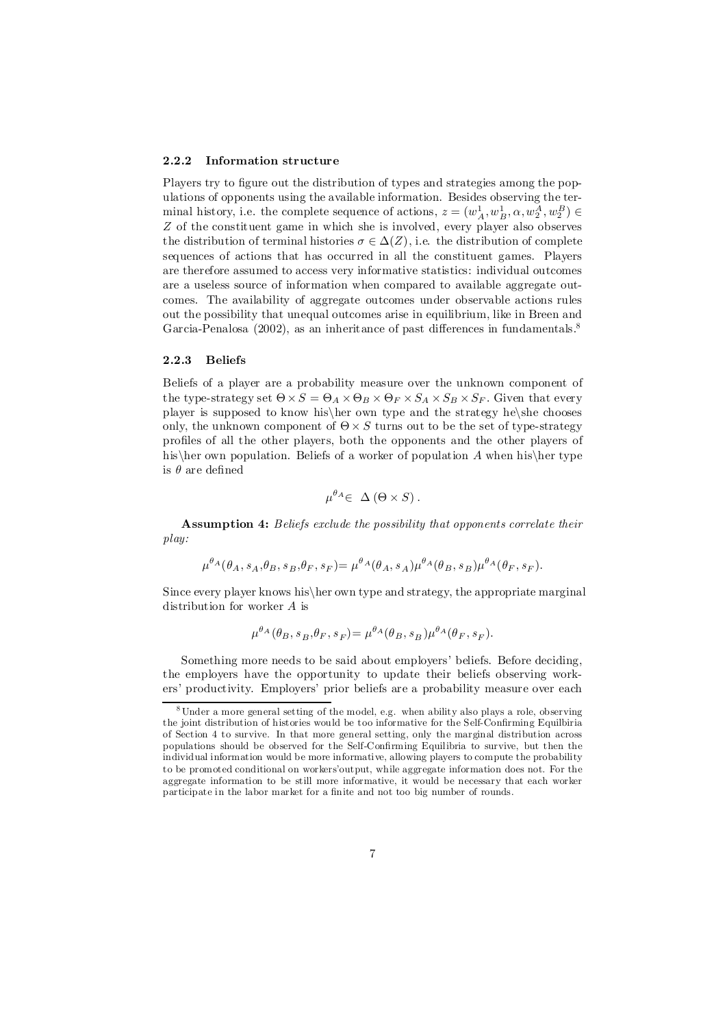### 2.2.2 Information structure

Players try to figure out the distribution of types and strategies among the populations of opponents using the available information. Besides observing the terminal history, i.e. the complete sequence of actions, $z = (w_A^1, w_B^1, \alpha, w_2^A, w_2^B) \in Z$ of the constituent game in which she is involved, every player also observes the distribution of terminal histories $\sigma \in \Delta(Z)$, i.e. the distribution of complete sequences of actions that has occurred in all the constituent games. Players are therefore assumed to access very informative statistics: individual outcomes are a useless source of information when compared to available aggregate outcomes. The availability of aggregate outcomes under observable actions rules out the possibility that unequal outcomes arise in equilibrium, like in Breen and Garcia-Penalosa (2002), as an inheritance of past differences in fundamentals.[8]

### 2.2.3 Beliefs

Beliefs of a player are a probability measure over the unknown component of the type-strategy set $\Theta \times S = \Theta_A \times \Theta_B \times \Theta_F \times S_A \times S_B \times S_F$. Given that every player is supposed to know his\her own type and the strategy he\she chooses only, the unknown component of $\Theta \times S$ turns out to be the set of type-strategy profiles of all the other players, both the opponents and the other players of his\her own population. Beliefs of a worker of population $A$ when his\her type is $\theta$ are defined

$$\mu^{\theta_A} \in \Delta(\Theta \times S).$$

**Assumption 4:** *Beliefs exclude the possibility that opponents correlate their play:*

$$\mu^{\theta_A}(\theta_A, s_A, \theta_B, s_B, \theta_F, s_F) = \mu^{\theta_A}(\theta_A, s_A)\mu^{\theta_A}(\theta_B, s_B)\mu^{\theta_A}(\theta_F, s_F).$$

Since every player knows his\her own type and strategy, the appropriate marginal distribution for worker $A$ is

$$\mu^{\theta_A}(\theta_B, s_B, \theta_F, s_F) = \mu^{\theta_A}(\theta_B, s_B)\mu^{\theta_A}(\theta_F, s_F).$$

Something more needs to be said about employers' beliefs. Before deciding, the employers have the opportunity to update their beliefs observing workers' productivity. Employers' prior beliefs are a probability measure over each

---

[8] Under a more general setting of the model, e.g. when ability also plays a role, observing the joint distribution of histories would be too informative for the Self-Confirming Equilbiria of Section 4 to survive. In that more general setting, only the marginal distribution across populations should be observed for the Self-Confirming Equilibria to survive, but then the individual information would be more informative, allowing players to compute the probability to be promoted conditional on workers'output, while aggregate information does not. For the aggregate information to be still more informative, it would be necessary that each worker participate in the labor market for a finite and not too big number of rounds.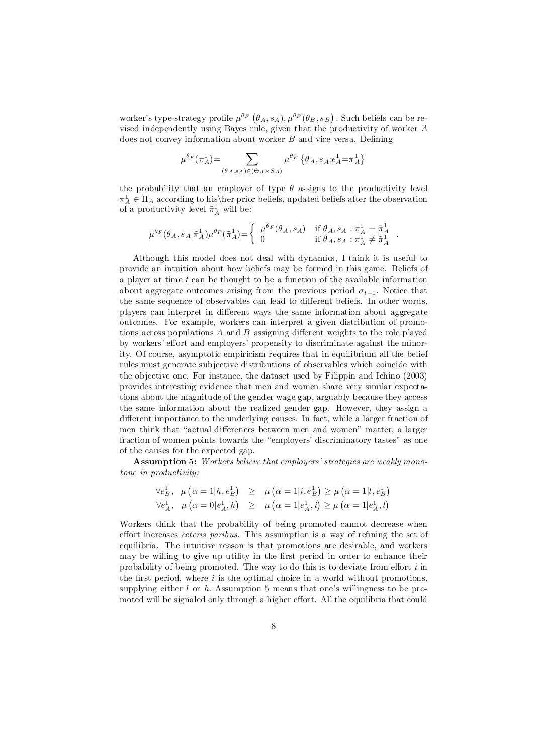worker's type-strategy profile $\mu^{\theta_F}\left(\theta_A, s_A\right), \mu^{\theta_F}\left(\theta_B, s_B\right)$. Such beliefs can be revised independently using Bayes rule, given that the productivity of worker $A$ does not convey information about worker $B$ and vice versa. Defining

$$\mu^{\theta_F}(\pi_A^1) = \sum_{(\theta_A, s_A) \in (\Theta_A \times S_A)} \mu^{\theta_F}\left\{\theta_A, s_A : e_A^1 = \pi_A^1\right\}$$

the probability that an employer of type $\theta$ assigns to the productivity level $\pi_A^1 \in \Pi_A$ according to his\her prior beliefs, updated beliefs after the observation of a productivity level $\tilde{\pi}_A^1$ will be:

$$\mu^{\theta_F}(\theta_A, s_A | \tilde{\pi}_A^1) \mu^{\theta_F}(\tilde{\pi}_A^1) = \begin{cases} \mu^{\theta_F}(\theta_A, s_A) & \text{if } \theta_A, s_A : \pi_A^1 = \tilde{\pi}_A^1 \\ 0 & \text{if } \theta_A, s_A : \pi_A^1 \neq \tilde{\pi}_A^1 \end{cases}.$$

Although this model does not deal with dynamics, I think it is useful to provide an intuition about how beliefs may be formed in this game. Beliefs of a player at time $t$ can be thought to be a function of the available information about aggregate outcomes arising from the previous period $\sigma_{t-1}$. Notice that the same sequence of observables can lead to different beliefs. In other words, players can interpret in different ways the same information about aggregate outcomes. For example, workers can interpret a given distribution of promotions across populations $A$ and $B$ assigning different weights to the role played by workers' effort and employers' propensity to discriminate against the minority. Of course, asymptotic empiricism requires that in equilibrium all the belief rules must generate subjective distributions of observables which coincide with the objective one. For instance, the dataset used by Filippin and Ichino (2003) provides interesting evidence that men and women share very similar expectations about the magnitude of the gender wage gap, arguably because they access the same information about the realized gender gap. However, they assign a different importance to the underlying causes. In fact, while a larger fraction of men think that "actual differences between men and women" matter, a larger fraction of women points towards the "employers' discriminatory tastes" as one of the causes for the expected gap.

**Assumption 5:** *Workers believe that employers' strategies are weakly monotone in productivity:*

$$\begin{aligned} \forall e_B^1, \ \ \mu\left(\alpha = 1 | h, e_B^1\right) &\geq \mu\left(\alpha = 1 | i, e_B^1\right) \geq \mu\left(\alpha = 1 | l, e_B^1\right) \\ \forall e_A^1, \ \ \mu\left(\alpha = 0 | e_A^1, h\right) &\geq \mu\left(\alpha = 1 | e_A^1, i\right) \geq \mu\left(\alpha = 1 | e_A^1, l\right) \end{aligned}$$

Workers think that the probability of being promoted cannot decrease when effort increases *ceteris paribus*. This assumption is a way of refining the set of equilibria. The intuitive reason is that promotions are desirable, and workers may be willing to give up utility in the first period in order to enhance their probability of being promoted. The way to do this is to deviate from effort $i$ in the first period, where $i$ is the optimal choice in a world without promotions, supplying either $l$ or $h$. Assumption 5 means that one's willingness to be promoted will be signaled only through a higher effort. All the equilibria that could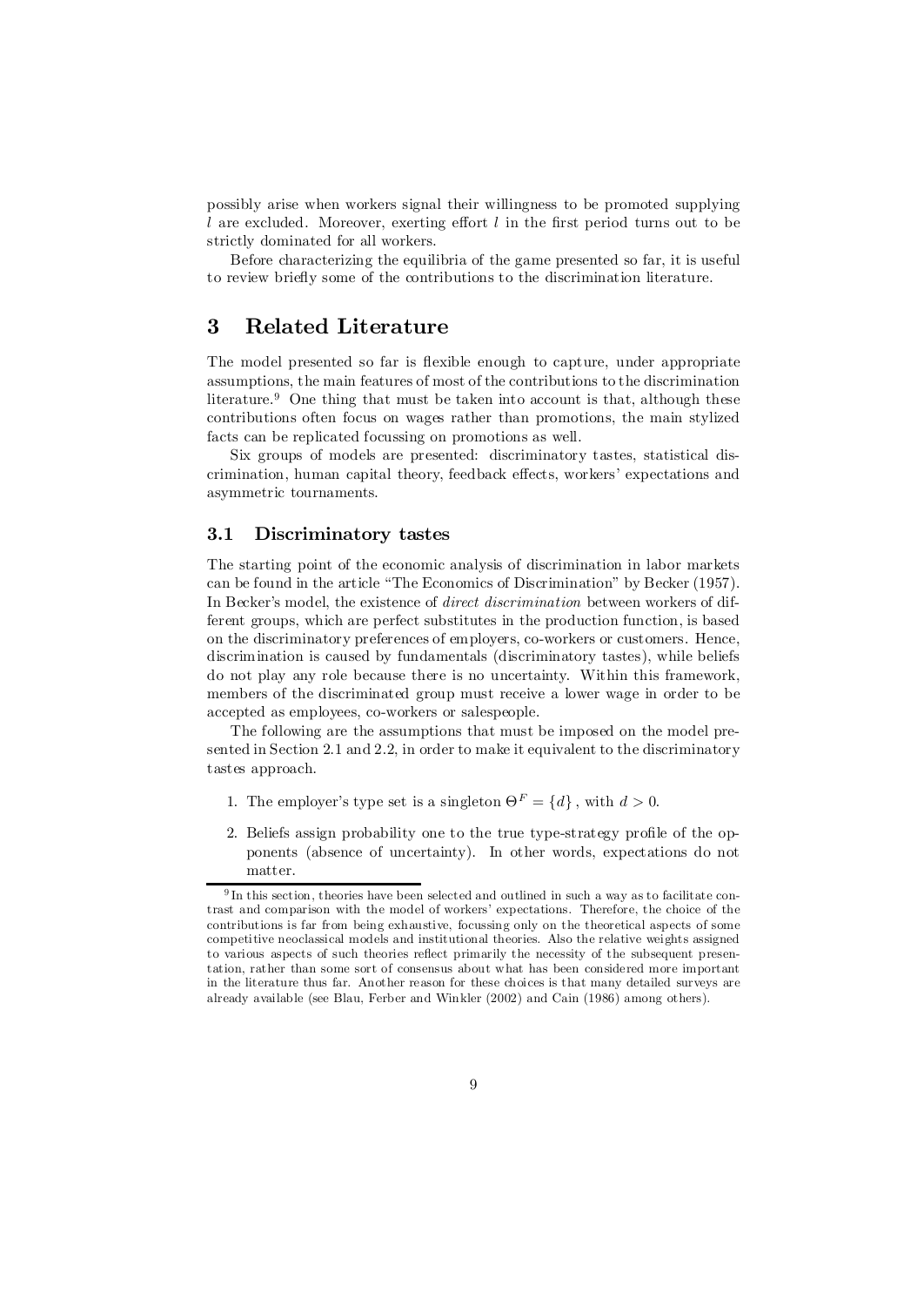possibly arise when workers signal their willingness to be promoted supplying $l$ are excluded. Moreover, exerting effort $l$ in the first period turns out to be strictly dominated for all workers.

Before characterizing the equilibria of the game presented so far, it is useful to review briefly some of the contributions to the discrimination literature.

# 3 Related Literature

The model presented so far is flexible enough to capture, under appropriate assumptions, the main features of most of the contributions to the discrimination literature.[9] One thing that must be taken into account is that, although these contributions often focus on wages rather than promotions, the main stylized facts can be replicated focussing on promotions as well.

Six groups of models are presented: discriminatory tastes, statistical discrimination, human capital theory, feedback effects, workers' expectations and asymmetric tournaments.

## 3.1 Discriminatory tastes

The starting point of the economic analysis of discrimination in labor markets can be found in the article "The Economics of Discrimination" by Becker (1957). In Becker's model, the existence of *direct discrimination* between workers of different groups, which are perfect substitutes in the production function, is based on the discriminatory preferences of employers, co-workers or customers. Hence, discrimination is caused by fundamentals (discriminatory tastes), while beliefs do not play any role because there is no uncertainty. Within this framework, members of the discriminated group must receive a lower wage in order to be accepted as employees, co-workers or salespeople.

The following are the assumptions that must be imposed on the model presented in Section 2.1 and 2.2, in order to make it equivalent to the discriminatory tastes approach.

1. The employer's type set is a singleton $\Theta^F = \{d\}$, with $d > 0$.
2. Beliefs assign probability one to the true type-strategy profile of the opponents (absence of uncertainty). In other words, expectations do not matter.

[9] In this section, theories have been selected and outlined in such a way as to facilitate contrast and comparison with the model of workers' expectations. Therefore, the choice of the contributions is far from being exhaustive, focussing only on the theoretical aspects of some competitive neoclassical models and institutional theories. Also the relative weights assigned to various aspects of such theories reflect primarily the necessity of the subsequent presentation, rather than some sort of consensus about what has been considered more important in the literature thus far. Another reason for these choices is that many detailed surveys are already available (see Blau, Ferber and Winkler (2002) and Cain (1986) among others).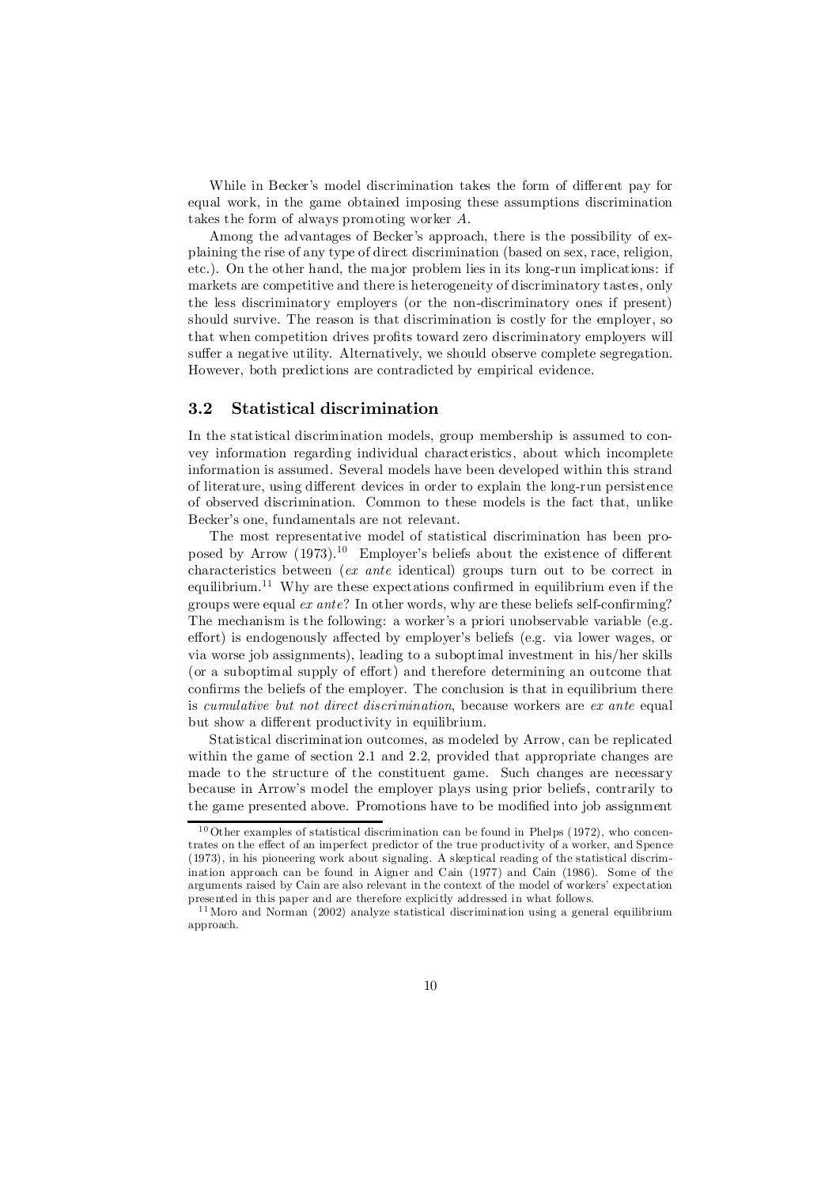While in Becker's model discrimination takes the form of different pay for equal work, in the game obtained imposing these assumptions discrimination takes the form of always promoting worker $A$.

Among the advantages of Becker's approach, there is the possibility of explaining the rise of any type of direct discrimination (based on sex, race, religion, etc.). On the other hand, the major problem lies in its long-run implications: if markets are competitive and there is heterogeneity of discriminatory tastes, only the less discriminatory employers (or the non-discriminatory ones if present) should survive. The reason is that discrimination is costly for the employer, so that when competition drives profits toward zero discriminatory employers will suffer a negative utility. Alternatively, we should observe complete segregation. However, both predictions are contradicted by empirical evidence.

### 3.2 Statistical discrimination

In the statistical discrimination models, group membership is assumed to convey information regarding individual characteristics, about which incomplete information is assumed. Several models have been developed within this strand of literature, using different devices in order to explain the long-run persistence of observed discrimination. Common to these models is the fact that, unlike Becker's one, fundamentals are not relevant.

The most representative model of statistical discrimination has been proposed by Arrow (1973).[10] Employer's beliefs about the existence of different characteristics between (*ex ante* identical) groups turn out to be correct in equilibrium.[11] Why are these expectations confirmed in equilibrium even if the groups were equal *ex ante*? In other words, why are these beliefs self-confirming? The mechanism is the following: a worker's a priori unobservable variable (e.g. effort) is endogenously affected by employer's beliefs (e.g. via lower wages, or via worse job assignments), leading to a suboptimal investment in his/her skills (or a suboptimal supply of effort) and therefore determining an outcome that confirms the beliefs of the employer. The conclusion is that in equilibrium there is *cumulative but not direct discrimination*, because workers are *ex ante* equal but show a different productivity in equilibrium.

Statistical discrimination outcomes, as modeled by Arrow, can be replicated within the game of section 2.1 and 2.2, provided that appropriate changes are made to the structure of the constituent game. Such changes are necessary because in Arrow's model the employer plays using prior beliefs, contrarily to the game presented above. Promotions have to be modified into job assignment

[10] Other examples of statistical discrimination can be found in Phelps (1972), who concentrates on the effect of an imperfect predictor of the true productivity of a worker, and Spence (1973), in his pioneering work about signaling. A skeptical reading of the statistical discrimination approach can be found in Aigner and Cain (1977) and Cain (1986). Some of the arguments raised by Cain are also relevant in the context of the model of workers' expectation presented in this paper and are therefore explicitly addressed in what follows.

[11] Moro and Norman (2002) analyze statistical discrimination using a general equilibrium approach.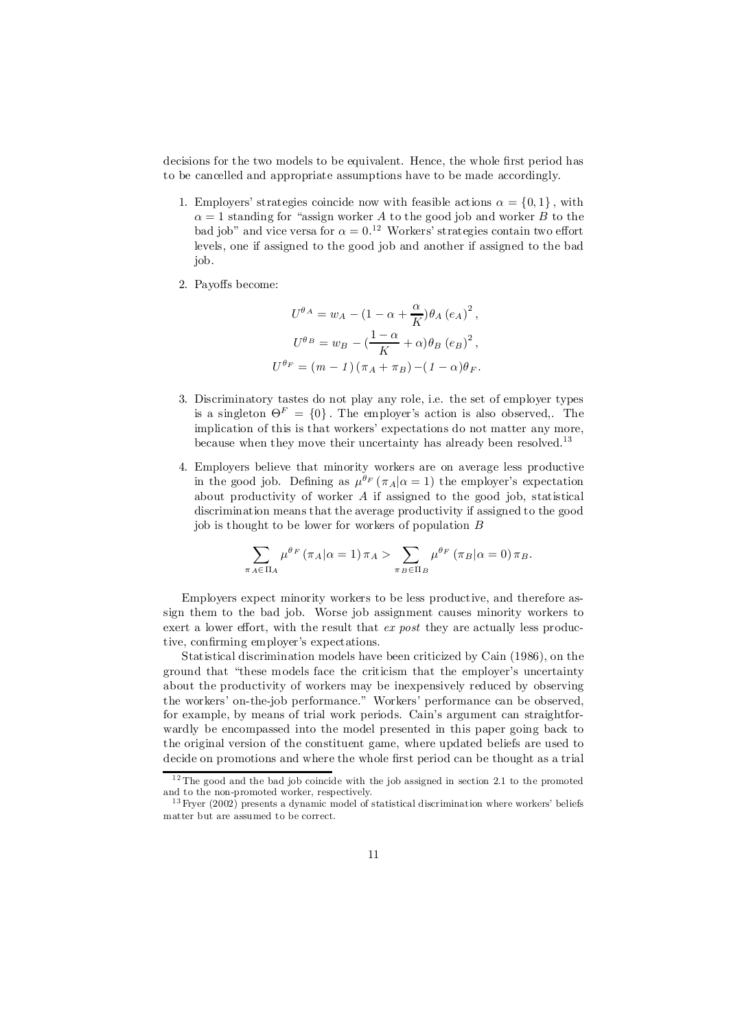decisions for the two models to be equivalent. Hence, the whole first period has to be cancelled and appropriate assumptions have to be made accordingly.

1. Employers' strategies coincide now with feasible actions $\alpha = \{0, 1\}$, with $\alpha = 1$ standing for "assign worker $A$ to the good job and worker $B$ to the bad job" and vice versa for $\alpha = 0$.[12] Workers' strategies contain two effort levels, one if assigned to the good job and another if assigned to the bad job.

2. Payoffs become:

$$U^{\theta_A} = w_A - (1 - \alpha + \frac{\alpha}{K})\theta_A (e_A)^2,$$

$$U^{\theta_B} = w_B - (\frac{1-\alpha}{K} + \alpha)\theta_B (e_B)^2,$$

$$U^{\theta_F} = (m-1)(\pi_A + \pi_B) - (1-\alpha)\theta_F.$$

3. Discriminatory tastes do not play any role, i.e. the set of employer types is a singleton $\Theta^F = \{0\}$. The employer's action is also observed,. The implication of this is that workers' expectations do not matter any more, because when they move their uncertainty has already been resolved.[13]

4. Employers believe that minority workers are on average less productive in the good job. Defining as $\mu^{\theta_F}(\pi_A|\alpha = 1)$ the employer's expectation about productivity of worker $A$ if assigned to the good job, statistical discrimination means that the average productivity if assigned to the good job is thought to be lower for workers of population $B$

$$\sum_{\pi_A \in \Pi_A} \mu^{\theta_F}(\pi_A|\alpha = 1)\pi_A > \sum_{\pi_B \in \Pi_B} \mu^{\theta_F}(\pi_B|\alpha = 0)\pi_B.$$

Employers expect minority workers to be less productive, and therefore assign them to the bad job. Worse job assignment causes minority workers to exert a lower effort, with the result that *ex post* they are actually less productive, confirming employer's expectations.

Statistical discrimination models have been criticized by Cain (1986), on the ground that "these models face the criticism that the employer's uncertainty about the productivity of workers may be inexpensively reduced by observing the workers' on-the-job performance." Workers' performance can be observed, for example, by means of trial work periods. Cain's argument can straightforwardly be encompassed into the model presented in this paper going back to the original version of the constituent game, where updated beliefs are used to decide on promotions and where the whole first period can be thought as a trial

[12] The good and the bad job coincide with the job assigned in section 2.1 to the promoted and to the non-promoted worker, respectively.

[13] Fryer (2002) presents a dynamic model of statistical discrimination where workers' beliefs matter but are assumed to be correct.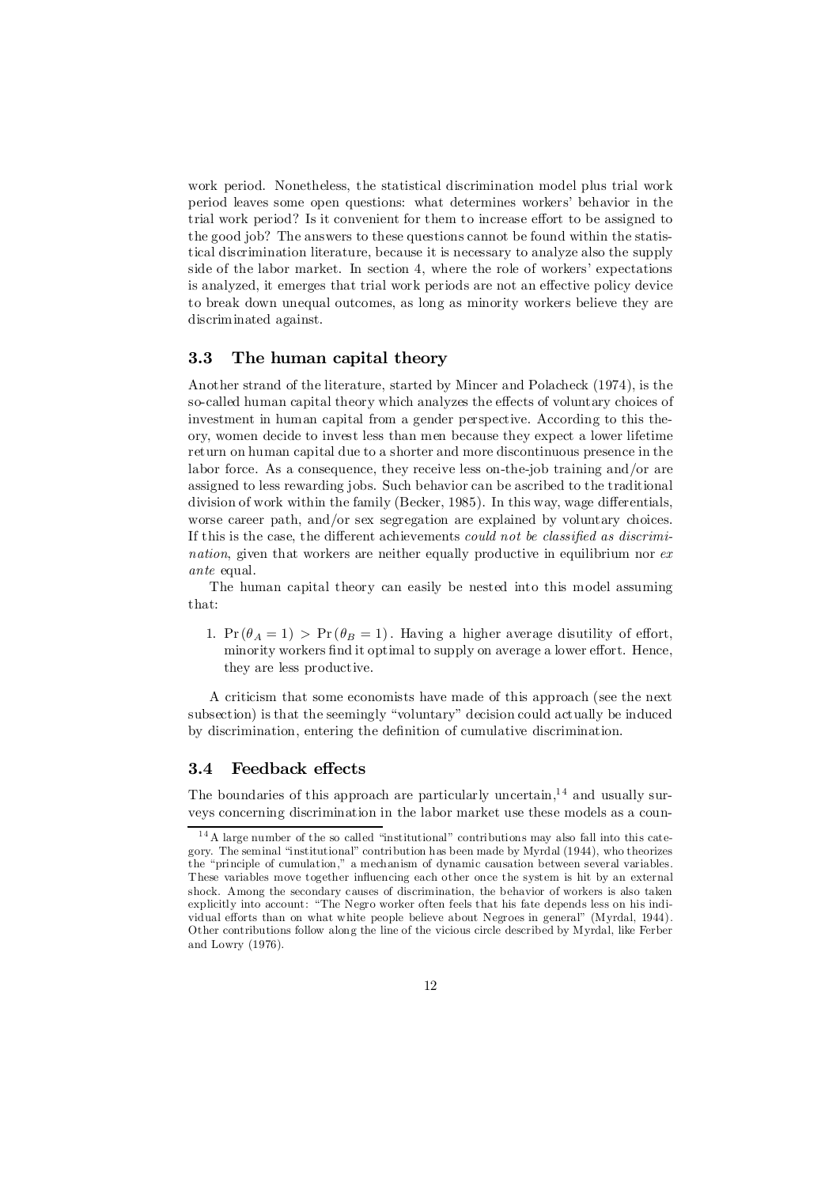work period. Nonetheless, the statistical discrimination model plus trial work period leaves some open questions: what determines workers' behavior in the trial work period? Is it convenient for them to increase effort to be assigned to the good job? The answers to these questions cannot be found within the statistical discrimination literature, because it is necessary to analyze also the supply side of the labor market. In section 4, where the role of workers' expectations is analyzed, it emerges that trial work periods are not an effective policy device to break down unequal outcomes, as long as minority workers believe they are discriminated against.

### 3.3 The human capital theory

Another strand of the literature, started by Mincer and Polacheck (1974), is the so-called human capital theory which analyzes the effects of voluntary choices of investment in human capital from a gender perspective. According to this theory, women decide to invest less than men because they expect a lower lifetime return on human capital due to a shorter and more discontinuous presence in the labor force. As a consequence, they receive less on-the-job training and/or are assigned to less rewarding jobs. Such behavior can be ascribed to the traditional division of work within the family (Becker, 1985). In this way, wage differentials, worse career path, and/or sex segregation are explained by voluntary choices. If this is the case, the different achievements *could not be classified as discrimination*, given that workers are neither equally productive in equilibrium nor *ex ante* equal.

The human capital theory can easily be nested into this model assuming that:

1. $\Pr(\theta_A = 1) > \Pr(\theta_B = 1)$. Having a higher average disutility of effort, minority workers find it optimal to supply on average a lower effort. Hence, they are less productive.

A criticism that some economists have made of this approach (see the next subsection) is that the seemingly "voluntary" decision could actually be induced by discrimination, entering the definition of cumulative discrimination.

### 3.4 Feedback effects

The boundaries of this approach are particularly uncertain,[14] and usually surveys concerning discrimination in the labor market use these models as a coun-

[14] A large number of the so called "institutional" contributions may also fall into this category. The seminal "institutional" contribution has been made by Myrdal (1944), who theorizes the "principle of cumulation," a mechanism of dynamic causation between several variables. These variables move together influencing each other once the system is hit by an external shock. Among the secondary causes of discrimination, the behavior of workers is also taken explicitly into account: "The Negro worker often feels that his fate depends less on his individual efforts than on what white people believe about Negroes in general" (Myrdal, 1944). Other contributions follow along the line of the vicious circle described by Myrdal, like Ferber and Lowry (1976).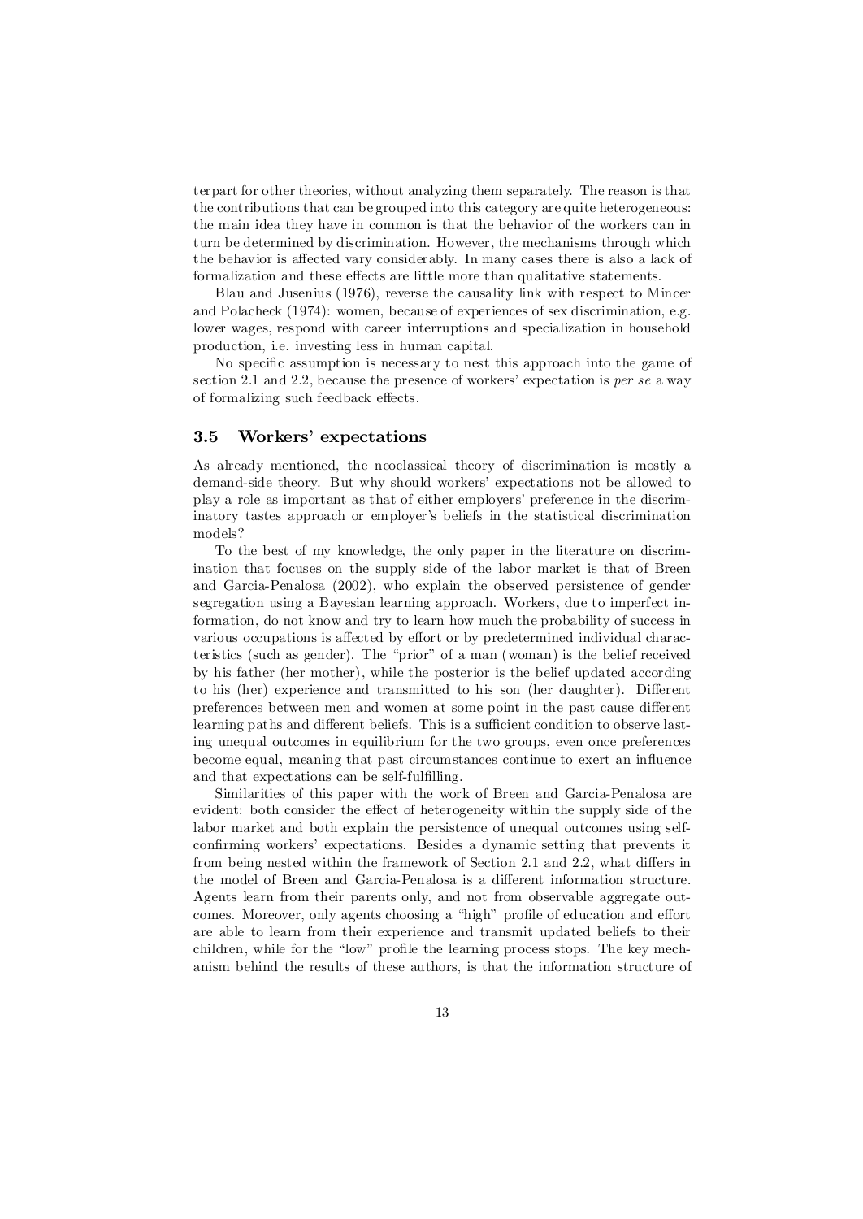terpart for other theories, without analyzing them separately. The reason is that the contributions that can be grouped into this category are quite heterogeneous: the main idea they have in common is that the behavior of the workers can in turn be determined by discrimination. However, the mechanisms through which the behavior is affected vary considerably. In many cases there is also a lack of formalization and these effects are little more than qualitative statements.

Blau and Jusenius (1976), reverse the causality link with respect to Mincer and Polacheck (1974): women, because of experiences of sex discrimination, e.g. lower wages, respond with career interruptions and specialization in household production, i.e. investing less in human capital.

No specific assumption is necessary to nest this approach into the game of section 2.1 and 2.2, because the presence of workers' expectation is *per se* a way of formalizing such feedback effects.

### 3.5 Workers' expectations

As already mentioned, the neoclassical theory of discrimination is mostly a demand-side theory. But why should workers' expectations not be allowed to play a role as important as that of either employers' preference in the discriminatory tastes approach or employer's beliefs in the statistical discrimination models?

To the best of my knowledge, the only paper in the literature on discrimination that focuses on the supply side of the labor market is that of Breen and Garcia-Penalosa (2002), who explain the observed persistence of gender segregation using a Bayesian learning approach. Workers, due to imperfect information, do not know and try to learn how much the probability of success in various occupations is affected by effort or by predetermined individual characteristics (such as gender). The "prior" of a man (woman) is the belief received by his father (her mother), while the posterior is the belief updated according to his (her) experience and transmitted to his son (her daughter). Different preferences between men and women at some point in the past cause different learning paths and different beliefs. This is a sufficient condition to observe lasting unequal outcomes in equilibrium for the two groups, even once preferences become equal, meaning that past circumstances continue to exert an influence and that expectations can be self-fulfilling.

Similarities of this paper with the work of Breen and Garcia-Penalosa are evident: both consider the effect of heterogeneity within the supply side of the labor market and both explain the persistence of unequal outcomes using self-confirming workers' expectations. Besides a dynamic setting that prevents it from being nested within the framework of Section 2.1 and 2.2, what differs in the model of Breen and Garcia-Penalosa is a different information structure. Agents learn from their parents only, and not from observable aggregate outcomes. Moreover, only agents choosing a "high" profile of education and effort are able to learn from their experience and transmit updated beliefs to their children, while for the "low" profile the learning process stops. The key mechanism behind the results of these authors, is that the information structure of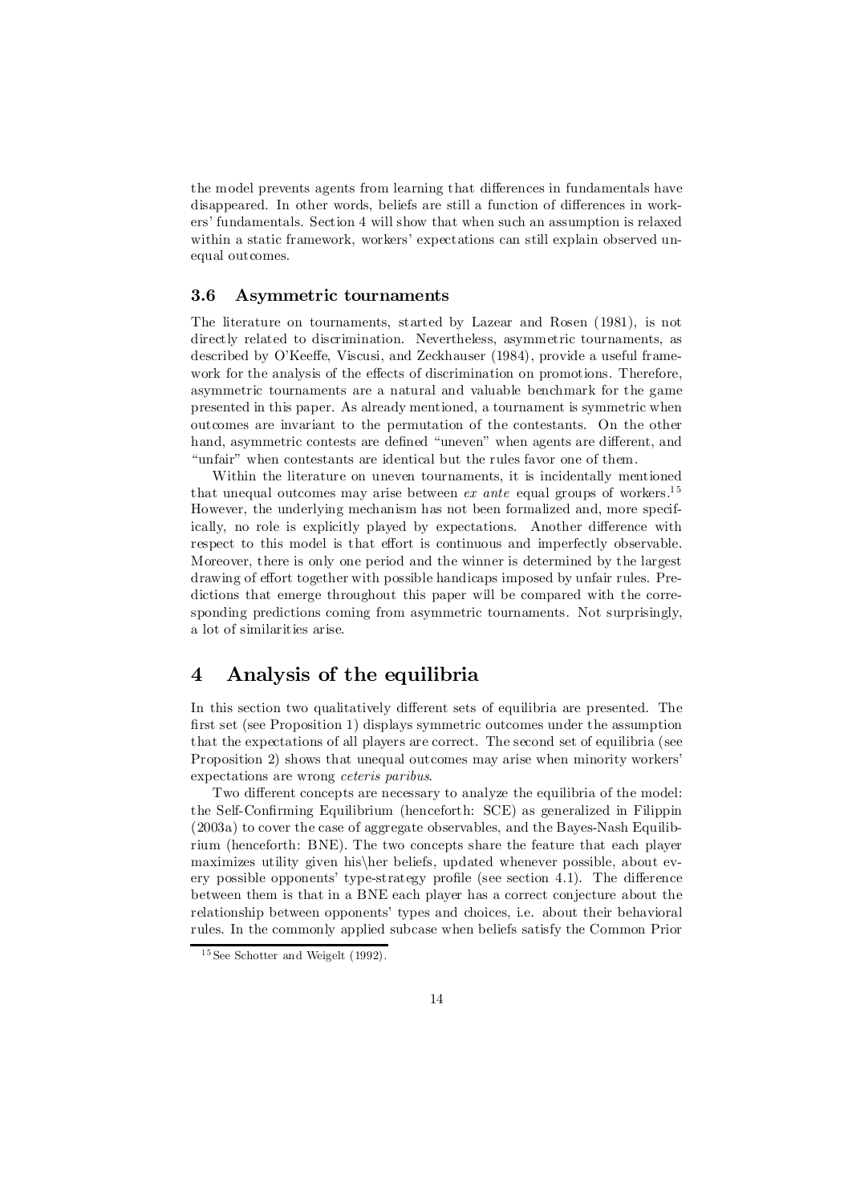the model prevents agents from learning that differences in fundamentals have disappeared. In other words, beliefs are still a function of differences in workers' fundamentals. Section 4 will show that when such an assumption is relaxed within a static framework, workers' expectations can still explain observed unequal outcomes.

### 3.6 Asymmetric tournaments

The literature on tournaments, started by Lazear and Rosen (1981), is not directly related to discrimination. Nevertheless, asymmetric tournaments, as described by O'Keeffe, Viscusi, and Zeckhauser (1984), provide a useful framework for the analysis of the effects of discrimination on promotions. Therefore, asymmetric tournaments are a natural and valuable benchmark for the game presented in this paper. As already mentioned, a tournament is symmetric when outcomes are invariant to the permutation of the contestants. On the other hand, asymmetric contests are defined "uneven" when agents are different, and "unfair" when contestants are identical but the rules favor one of them.

Within the literature on uneven tournaments, it is incidentally mentioned that unequal outcomes may arise between *ex ante* equal groups of workers.[15] However, the underlying mechanism has not been formalized and, more specifically, no role is explicitly played by expectations. Another difference with respect to this model is that effort is continuous and imperfectly observable. Moreover, there is only one period and the winner is determined by the largest drawing of effort together with possible handicaps imposed by unfair rules. Predictions that emerge throughout this paper will be compared with the corresponding predictions coming from asymmetric tournaments. Not surprisingly, a lot of similarities arise.

## 4 Analysis of the equilibria

In this section two qualitatively different sets of equilibria are presented. The first set (see Proposition 1) displays symmetric outcomes under the assumption that the expectations of all players are correct. The second set of equilibria (see Proposition 2) shows that unequal outcomes may arise when minority workers' expectations are wrong *ceteris paribus*.

Two different concepts are necessary to analyze the equilibria of the model: the Self-Confirming Equilibrium (henceforth: SCE) as generalized in Filippin (2003a) to cover the case of aggregate observables, and the Bayes-Nash Equilibrium (henceforth: BNE). The two concepts share the feature that each player maximizes utility given his\her beliefs, updated whenever possible, about every possible opponents' type-strategy profile (see section 4.1). The difference between them is that in a BNE each player has a correct conjecture about the relationship between opponents' types and choices, i.e. about their behavioral rules. In the commonly applied subcase when beliefs satisfy the Common Prior

[15] See Schotter and Weigelt (1992).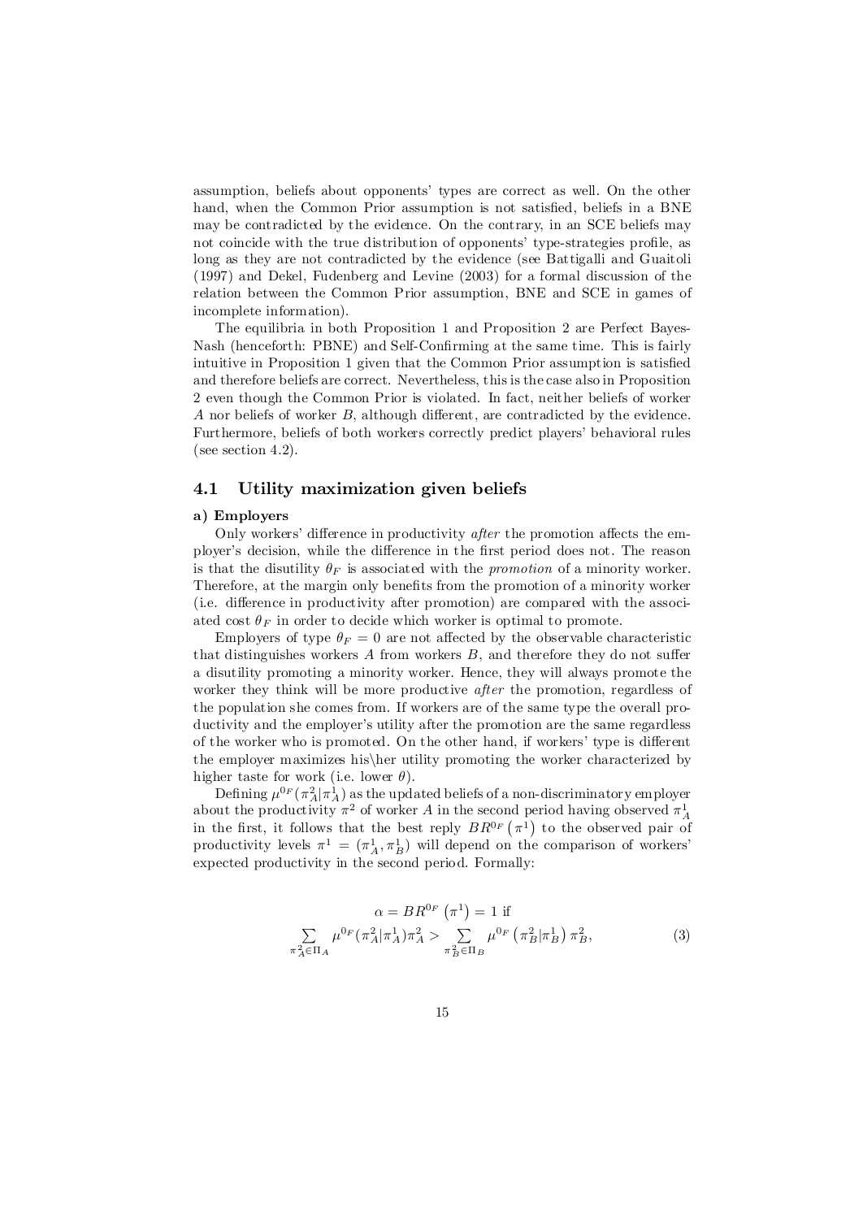assumption, beliefs about opponents' types are correct as well. On the other hand, when the Common Prior assumption is not satisfied, beliefs in a BNE may be contradicted by the evidence. On the contrary, in an SCE beliefs may not coincide with the true distribution of opponents' type-strategies profile, as long as they are not contradicted by the evidence (see Battigalli and Guaitoli (1997) and Dekel, Fudenberg and Levine (2003) for a formal discussion of the relation between the Common Prior assumption, BNE and SCE in games of incomplete information).

The equilibria in both Proposition 1 and Proposition 2 are Perfect Bayes-Nash (henceforth: PBNE) and Self-Confirming at the same time. This is fairly intuitive in Proposition 1 given that the Common Prior assumption is satisfied and therefore beliefs are correct. Nevertheless, this is the case also in Proposition 2 even though the Common Prior is violated. In fact, neither beliefs of worker $A$ nor beliefs of worker $B$, although different, are contradicted by the evidence. Furthermore, beliefs of both workers correctly predict players' behavioral rules (see section 4.2).

## 4.1 Utility maximization given beliefs

**a) Employers**

Only workers' difference in productivity *after* the promotion affects the employer's decision, while the difference in the first period does not. The reason is that the disutility $\theta_F$ is associated with the *promotion* of a minority worker. Therefore, at the margin only benefits from the promotion of a minority worker (i.e. difference in productivity after promotion) are compared with the associated cost $\theta_F$ in order to decide which worker is optimal to promote.

Employers of type $\theta_F = 0$ are not affected by the observable characteristic that distinguishes workers $A$ from workers $B$, and therefore they do not suffer a disutility promoting a minority worker. Hence, they will always promote the worker they think will be more productive *after* the promotion, regardless of the population she comes from. If workers are of the same type the overall productivity and the employer's utility after the promotion are the same regardless of the worker who is promoted. On the other hand, if workers' type is different the employer maximizes his\her utility promoting the worker characterized by higher taste for work (i.e. lower $\theta$).

Defining $\mu^{0_F}(\pi_A^2|\pi_A^1)$ as the updated beliefs of a non-discriminatory employer about the productivity $\pi^2$ of worker $A$ in the second period having observed $\pi_A^1$ in the first, it follows that the best reply $BR^{0_F}(\pi^1)$ to the observed pair of productivity levels $\pi^1 = (\pi_A^1, \pi_B^1)$ will depend on the comparison of workers' expected productivity in the second period. Formally:

$$\alpha = BR^{0_F}\left(\pi^1\right) = 1 \text{ if}$$
$$\sum_{\pi_A^2 \in \Pi_A} \mu^{0_F}(\pi_A^2|\pi_A^1)\pi_A^2 > \sum_{\pi_B^2 \in \Pi_B} \mu^{0_F}\left(\pi_B^2|\pi_B^1\right)\pi_B^2, \tag{3}$$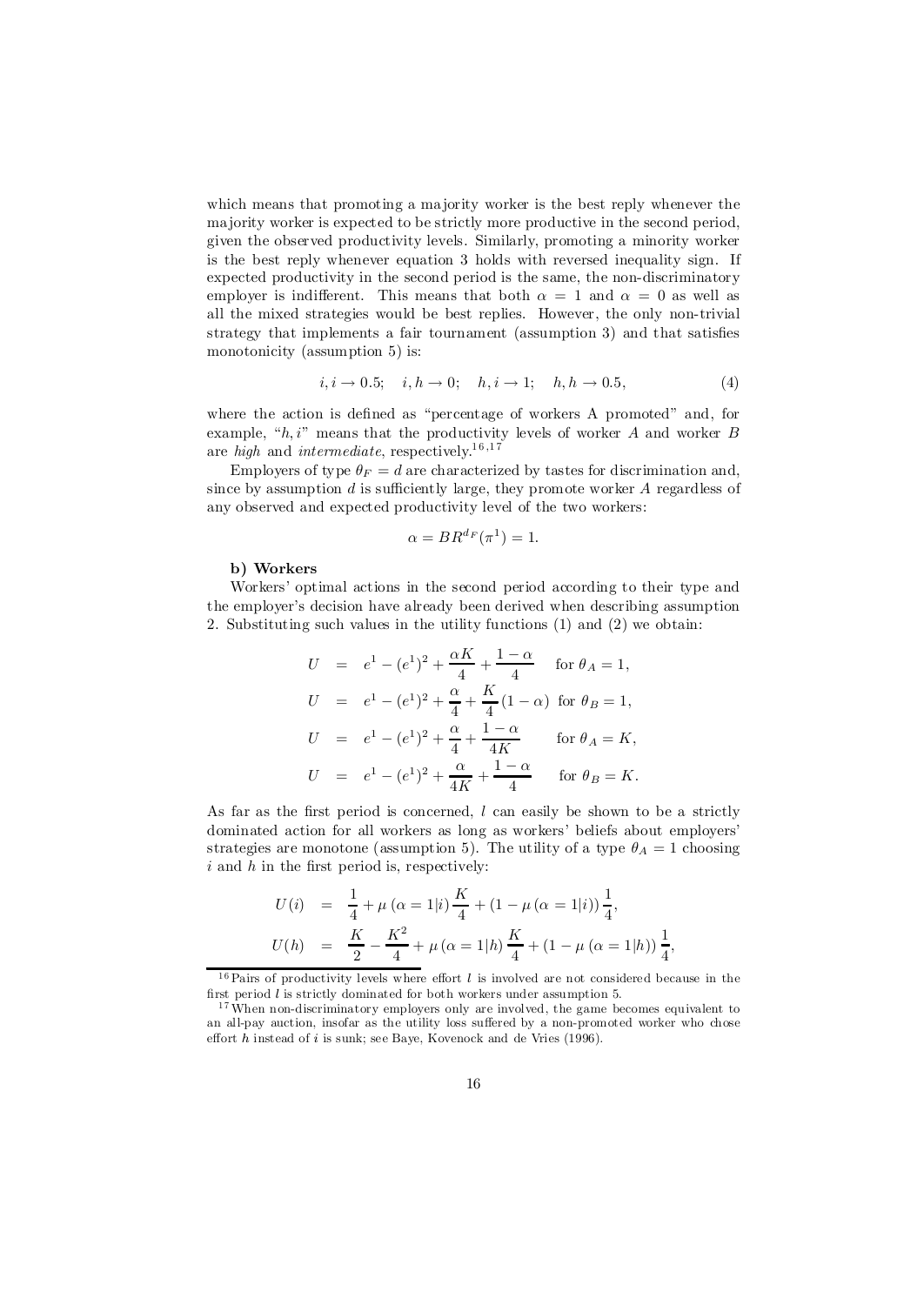which means that promoting a majority worker is the best reply whenever the majority worker is expected to be strictly more productive in the second period, given the observed productivity levels. Similarly, promoting a minority worker is the best reply whenever equation 3 holds with reversed inequality sign. If expected productivity in the second period is the same, the non-discriminatory employer is indifferent. This means that both $\alpha = 1$ and $\alpha = 0$ as well as all the mixed strategies would be best replies. However, the only non-trivial strategy that implements a fair tournament (assumption 3) and that satisfies monotonicity (assumption 5) is:

$$i, i \rightarrow 0.5; \quad i, h \rightarrow 0; \quad h, i \rightarrow 1; \quad h, h \rightarrow 0.5, \tag{4}$$

where the action is defined as "percentage of workers A promoted" and, for example, "$h, i$" means that the productivity levels of worker $A$ and worker $B$ are *high* and *intermediate*, respectively.[16,17]

Employers of type $\theta_F = d$ are characterized by tastes for discrimination and, since by assumption $d$ is sufficiently large, they promote worker $A$ regardless of any observed and expected productivity level of the two workers:

$$\alpha = BR^{d_F}(\pi^1) = 1.$$

**b) Workers**

Workers' optimal actions in the second period according to their type and the employer's decision have already been derived when describing assumption 2. Substituting such values in the utility functions (1) and (2) we obtain:

$$\begin{aligned}
U &= e^1 - (e^1)^2 + \frac{\alpha K}{4} + \frac{1-\alpha}{4} \quad \text{for } \theta_A = 1, \\
U &= e^1 - (e^1)^2 + \frac{\alpha}{4} + \frac{K}{4}(1-\alpha) \;\; \text{for } \theta_B = 1, \\
U &= e^1 - (e^1)^2 + \frac{\alpha}{4} + \frac{1-\alpha}{4K} \quad\;\; \text{for } \theta_A = K, \\
U &= e^1 - (e^1)^2 + \frac{\alpha}{4K} + \frac{1-\alpha}{4} \quad\;\; \text{for } \theta_B = K.
\end{aligned}$$

As far as the first period is concerned, $l$ can easily be shown to be a strictly dominated action for all workers as long as workers' beliefs about employers' strategies are monotone (assumption 5). The utility of a type $\theta_A = 1$ choosing $i$ and $h$ in the first period is, respectively:

$$\begin{aligned}
U(i) &= \frac{1}{4} + \mu\left(\alpha = 1|i\right)\frac{K}{4} + \left(1 - \mu\left(\alpha = 1|i\right)\right)\frac{1}{4}, \\
U(h) &= \frac{K}{2} - \frac{K^2}{4} + \mu\left(\alpha = 1|h\right)\frac{K}{4} + \left(1 - \mu\left(\alpha = 1|h\right)\right)\frac{1}{4},
\end{aligned}$$

[16] Pairs of productivity levels where effort $l$ is involved are not considered because in the first period $l$ is strictly dominated for both workers under assumption 5.

[17] When non-discriminatory employers only are involved, the game becomes equivalent to an all-pay auction, insofar as the utility loss suffered by a non-promoted worker who chose effort $h$ instead of $i$ is sunk; see Baye, Kovenock and de Vries (1996).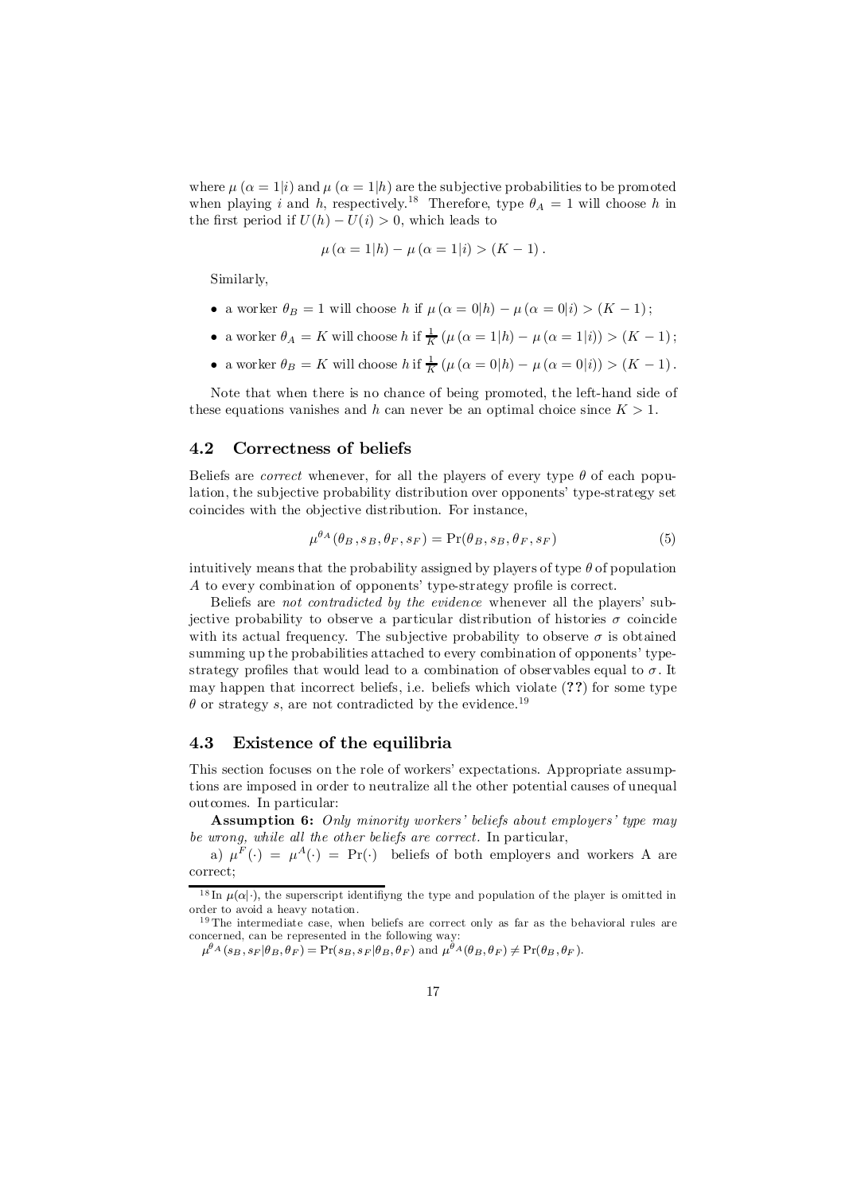where $\mu(\alpha = 1|i)$ and $\mu(\alpha = 1|h)$ are the subjective probabilities to be promoted when playing $i$ and $h$, respectively.[18] Therefore, type $\theta_A = 1$ will choose $h$ in the first period if $U(h) - U(i) > 0$, which leads to

$$\mu(\alpha = 1|h) - \mu(\alpha = 1|i) > (K-1).$$

Similarly,

- a worker $\theta_B = 1$ will choose $h$ if $\mu(\alpha = 0|h) - \mu(\alpha = 0|i) > (K-1)$;
- a worker $\theta_A = K$ will choose $h$ if $\frac{1}{K}(\mu(\alpha = 1|h) - \mu(\alpha = 1|i)) > (K-1)$;
- a worker $\theta_B = K$ will choose $h$ if $\frac{1}{K}(\mu(\alpha = 0|h) - \mu(\alpha = 0|i)) > (K-1)$.

Note that when there is no chance of being promoted, the left-hand side of these equations vanishes and $h$ can never be an optimal choice since $K > 1$.

## 4.2 Correctness of beliefs

Beliefs are *correct* whenever, for all the players of every type $\theta$ of each population, the subjective probability distribution over opponents' type-strategy set coincides with the objective distribution. For instance,

$$\mu^{\theta_A}(\theta_B, s_B, \theta_F, s_F) = \Pr(\theta_B, s_B, \theta_F, s_F) \tag{5}$$

intuitively means that the probability assigned by players of type $\theta$ of population $A$ to every combination of opponents' type-strategy profile is correct.

Beliefs are *not contradicted by the evidence* whenever all the players' subjective probability to observe a particular distribution of histories $\sigma$ coincide with its actual frequency. The subjective probability to observe $\sigma$ is obtained summing up the probabilities attached to every combination of opponents' type-strategy profiles that would lead to a combination of observables equal to $\sigma$. It may happen that incorrect beliefs, i.e. beliefs which violate (**??**) for some type $\theta$ or strategy $s$, are not contradicted by the evidence.[19]

## 4.3 Existence of the equilibria

This section focuses on the role of workers' expectations. Appropriate assumptions are imposed in order to neutralize all the other potential causes of unequal outcomes. In particular:

**Assumption 6:** *Only minority workers' beliefs about employers' type may be wrong, while all the other beliefs are correct.* In particular,

a) $\mu^F(\cdot) = \mu^A(\cdot) = \Pr(\cdot)$ beliefs of both employers and workers A are correct;

[18] In $\mu(\alpha|\cdot)$, the superscript identifiyng the type and population of the player is omitted in order to avoid a heavy notation.

[19] The intermediate case, when beliefs are correct only as far as the behavioral rules are concerned, can be represented in the following way:
$\mu^{\theta_A}(s_B, s_F|\theta_B, \theta_F) = \Pr(s_B, s_F|\theta_B, \theta_F)$ and $\mu^{\theta_A}(\theta_B, \theta_F) \neq \Pr(\theta_B, \theta_F)$.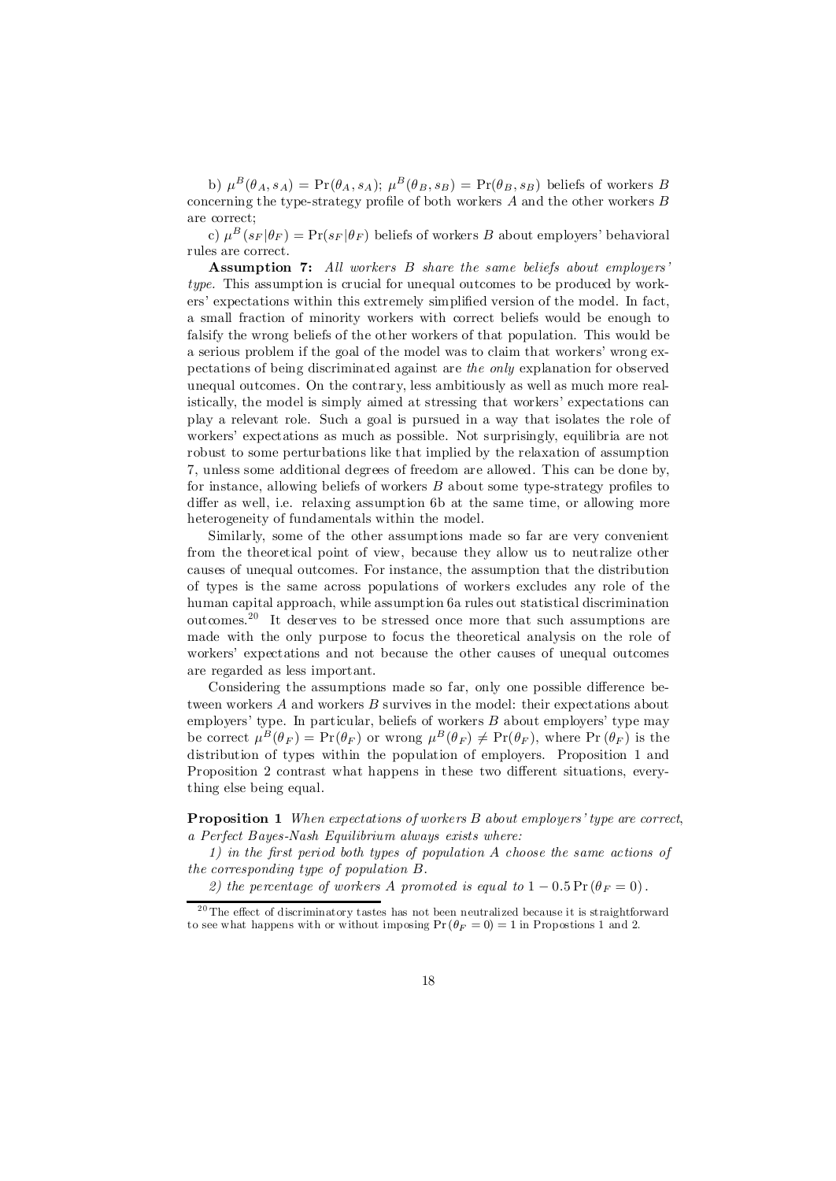b) $\mu^B(\theta_A, s_A) = \Pr(\theta_A, s_A)$; $\mu^B(\theta_B, s_B) = \Pr(\theta_B, s_B)$ beliefs of workers $B$ concerning the type-strategy profile of both workers $A$ and the other workers $B$ are correct;

c) $\mu^B(s_F|\theta_F) = \Pr(s_F|\theta_F)$ beliefs of workers $B$ about employers' behavioral rules are correct.

**Assumption 7:** *All workers $B$ share the same beliefs about employers' type.* This assumption is crucial for unequal outcomes to be produced by workers' expectations within this extremely simplified version of the model. In fact, a small fraction of minority workers with correct beliefs would be enough to falsify the wrong beliefs of the other workers of that population. This would be a serious problem if the goal of the model was to claim that workers' wrong expectations of being discriminated against are *the only* explanation for observed unequal outcomes. On the contrary, less ambitiously as well as much more realistically, the model is simply aimed at stressing that workers' expectations can play a relevant role. Such a goal is pursued in a way that isolates the role of workers' expectations as much as possible. Not surprisingly, equilibria are not robust to some perturbations like that implied by the relaxation of assumption 7, unless some additional degrees of freedom are allowed. This can be done by, for instance, allowing beliefs of workers $B$ about some type-strategy profiles to differ as well, i.e. relaxing assumption 6b at the same time, or allowing more heterogeneity of fundamentals within the model.

Similarly, some of the other assumptions made so far are very convenient from the theoretical point of view, because they allow us to neutralize other causes of unequal outcomes. For instance, the assumption that the distribution of types is the same across populations of workers excludes any role of the human capital approach, while assumption 6a rules out statistical discrimination outcomes.[20] It deserves to be stressed once more that such assumptions are made with the only purpose to focus the theoretical analysis on the role of workers' expectations and not because the other causes of unequal outcomes are regarded as less important.

Considering the assumptions made so far, only one possible difference between workers $A$ and workers $B$ survives in the model: their expectations about employers' type. In particular, beliefs of workers $B$ about employers' type may be correct $\mu^B(\theta_F) = \Pr(\theta_F)$ or wrong $\mu^B(\theta_F) \neq \Pr(\theta_F)$, where $\Pr(\theta_F)$ is the distribution of types within the population of employers. Proposition 1 and Proposition 2 contrast what happens in these two different situations, everything else being equal.

**Proposition 1** *When expectations of workers $B$ about employers' type are correct, a Perfect Bayes-Nash Equilibrium always exists where:*

*1) in the first period both types of population $A$ choose the same actions of the corresponding type of population $B$.*

*2) the percentage of workers $A$ promoted is equal to $1 - 0.5\Pr(\theta_F = 0)$.*

[20] The effect of discriminatory tastes has not been neutralized because it is straightforward to see what happens with or without imposing $\Pr(\theta_F = 0) = 1$ in Propostions 1 and 2.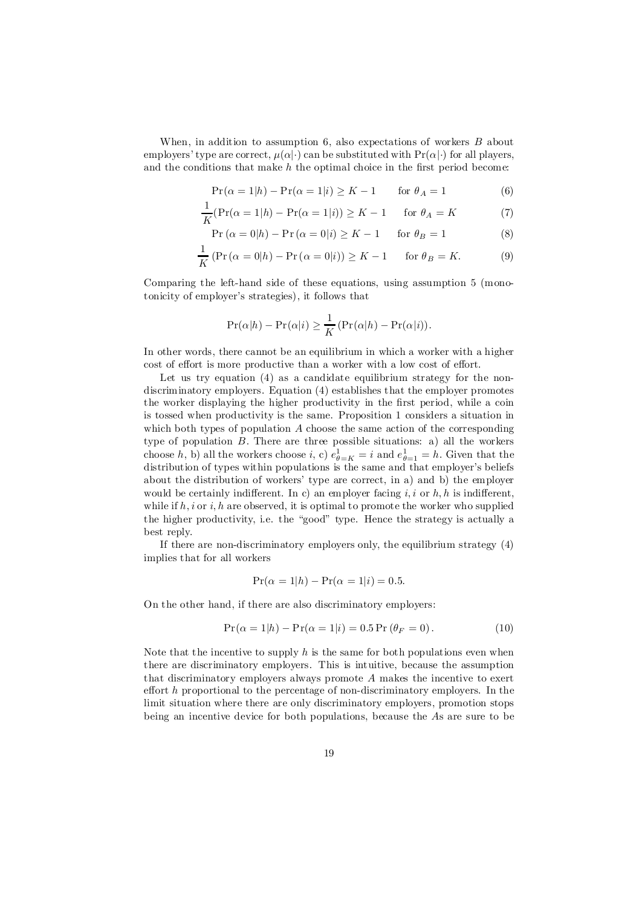When, in addition to assumption 6, also expectations of workers $B$ about employers' type are correct, $\mu(\alpha|\cdot)$ can be substituted with $\Pr(\alpha|\cdot)$ for all players, and the conditions that make $h$ the optimal choice in the first period become:

$$\Pr(\alpha = 1|h) - \Pr(\alpha = 1|i) \geq K - 1 \qquad \text{for } \theta_A = 1 \tag{6}$$

$$\frac{1}{K}(\Pr(\alpha = 1|h) - \Pr(\alpha = 1|i)) \geq K - 1 \qquad \text{for } \theta_A = K \tag{7}$$

$$\Pr(\alpha = 0|h) - \Pr(\alpha = 0|i) \geq K - 1 \qquad \text{for } \theta_B = 1 \tag{8}$$

$$\frac{1}{K}(\Pr(\alpha = 0|h) - \Pr(\alpha = 0|i)) \geq K - 1 \qquad \text{for } \theta_B = K. \tag{9}$$

Comparing the left-hand side of these equations, using assumption 5 (monotonicity of employer's strategies), it follows that

$$\Pr(\alpha|h) - \Pr(\alpha|i) \geq \frac{1}{K}(\Pr(\alpha|h) - \Pr(\alpha|i)).$$

In other words, there cannot be an equilibrium in which a worker with a higher cost of effort is more productive than a worker with a low cost of effort.

Let us try equation (4) as a candidate equilibrium strategy for the non-discriminatory employers. Equation (4) establishes that the employer promotes the worker displaying the higher productivity in the first period, while a coin is tossed when productivity is the same. Proposition 1 considers a situation in which both types of population $A$ choose the same action of the corresponding type of population $B$. There are three possible situations: a) all the workers choose $h$, b) all the workers choose $i$, c) $e^1_{\theta=K} = i$ and $e^1_{\theta=1} = h$. Given that the distribution of types within populations is the same and that employer's beliefs about the distribution of workers' type are correct, in a) and b) the employer would be certainly indifferent. In c) an employer facing $i, i$ or $h, h$ is indifferent, while if $h, i$ or $i, h$ are observed, it is optimal to promote the worker who supplied the higher productivity, i.e. the "good" type. Hence the strategy is actually a best reply.

If there are non-discriminatory employers only, the equilibrium strategy (4) implies that for all workers

$$\Pr(\alpha = 1|h) - \Pr(\alpha = 1|i) = 0.5.$$

On the other hand, if there are also discriminatory employers:

$$\Pr(\alpha = 1|h) - \Pr(\alpha = 1|i) = 0.5 \Pr(\theta_F = 0). \tag{10}$$

Note that the incentive to supply $h$ is the same for both populations even when there are discriminatory employers. This is intuitive, because the assumption that discriminatory employers always promote $A$ makes the incentive to exert effort $h$ proportional to the percentage of non-discriminatory employers. In the limit situation where there are only discriminatory employers, promotion stops being an incentive device for both populations, because the $A$s are sure to be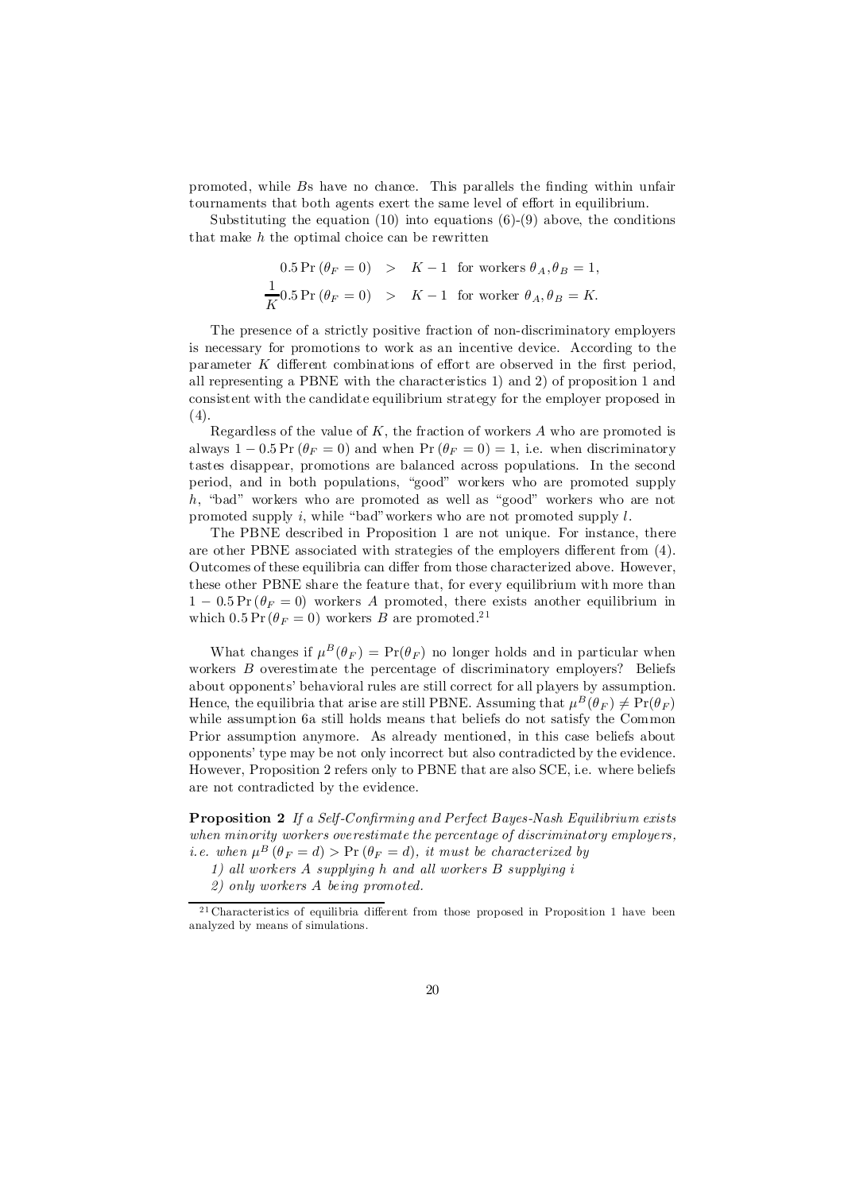promoted, while $B$s have no chance. This parallels the finding within unfair tournaments that both agents exert the same level of effort in equilibrium.

Substituting the equation (10) into equations (6)-(9) above, the conditions that make $h$ the optimal choice can be rewritten

$$
\begin{aligned}
0.5\Pr(\theta_F = 0) &> K - 1 \quad \text{for workers } \theta_A, \theta_B = 1, \\
\frac{1}{K} 0.5\Pr(\theta_F = 0) &> K - 1 \quad \text{for worker } \theta_A, \theta_B = K.
\end{aligned}
$$

The presence of a strictly positive fraction of non-discriminatory employers is necessary for promotions to work as an incentive device. According to the parameter $K$ different combinations of effort are observed in the first period, all representing a PBNE with the characteristics 1) and 2) of proposition 1 and consistent with the candidate equilibrium strategy for the employer proposed in (4).

Regardless of the value of $K$, the fraction of workers $A$ who are promoted is always $1 - 0.5\Pr(\theta_F = 0)$ and when $\Pr(\theta_F = 0) = 1$, i.e. when discriminatory tastes disappear, promotions are balanced across populations. In the second period, and in both populations, "good" workers who are promoted supply $h$, "bad" workers who are promoted as well as "good" workers who are not promoted supply $i$, while "bad" workers who are not promoted supply $l$.

The PBNE described in Proposition 1 are not unique. For instance, there are other PBNE associated with strategies of the employers different from (4). Outcomes of these equilibria can differ from those characterized above. However, these other PBNE share the feature that, for every equilibrium with more than $1 - 0.5\Pr(\theta_F = 0)$ workers $A$ promoted, there exists another equilibrium in which $0.5\Pr(\theta_F = 0)$ workers $B$ are promoted.[21]

What changes if $\mu^B(\theta_F) = \Pr(\theta_F)$ no longer holds and in particular when workers $B$ overestimate the percentage of discriminatory employers? Beliefs about opponents' behavioral rules are still correct for all players by assumption. Hence, the equilibria that arise are still PBNE. Assuming that $\mu^B(\theta_F) \neq \Pr(\theta_F)$ while assumption 6a still holds means that beliefs do not satisfy the Common Prior assumption anymore. As already mentioned, in this case beliefs about opponents' type may be not only incorrect but also contradicted by the evidence. However, Proposition 2 refers only to PBNE that are also SCE, i.e. where beliefs are not contradicted by the evidence.

**Proposition 2** *If a Self-Confirming and Perfect Bayes-Nash Equilibrium exists when minority workers overestimate the percentage of discriminatory employers, i.e. when $\mu^B(\theta_F = d) > \Pr(\theta_F = d)$, it must be characterized by*

*1) all workers $A$ supplying $h$ and all workers $B$ supplying $i$*

*2) only workers $A$ being promoted.*

[21] Characteristics of equilibria different from those proposed in Proposition 1 have been analyzed by means of simulations.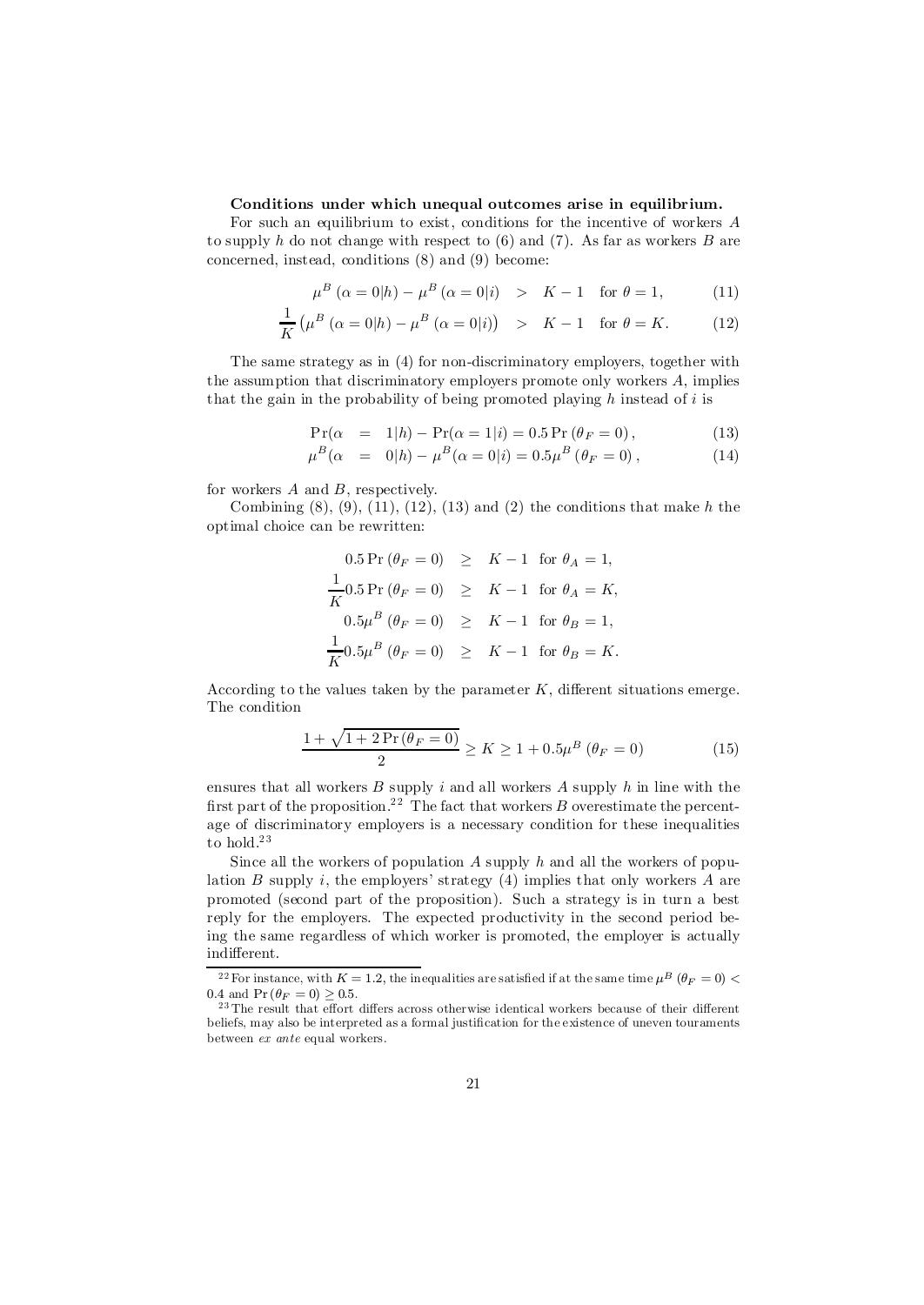**Conditions under which unequal outcomes arise in equilibrium.**

For such an equilibrium to exist, conditions for the incentive of workers $A$ to supply $h$ do not change with respect to (6) and (7). As far as workers $B$ are concerned, instead, conditions (8) and (9) become:

$$\mu^B(\alpha = 0|h) - \mu^B(\alpha = 0|i) \quad > \quad K - 1 \quad \text{for } \theta = 1, \tag{11}$$

$$\frac{1}{K}\left(\mu^B(\alpha = 0|h) - \mu^B(\alpha = 0|i)\right) \quad > \quad K - 1 \quad \text{for } \theta = K. \tag{12}$$

The same strategy as in (4) for non-discriminatory employers, together with the assumption that discriminatory employers promote only workers $A$, implies that the gain in the probability of being promoted playing $h$ instead of $i$ is

$$\Pr(\alpha \;\; = \;\; 1|h) - \Pr(\alpha = 1|i) = 0.5\Pr(\theta_F = 0), \tag{13}$$

$$\mu^B(\alpha \;\; = \;\; 0|h) - \mu^B(\alpha = 0|i) = 0.5\mu^B(\theta_F = 0), \tag{14}$$

for workers $A$ and $B$, respectively.

Combining (8), (9), (11), (12), (13) and (2) the conditions that make $h$ the optimal choice can be rewritten:

$$\begin{aligned}
0.5\Pr(\theta_F = 0) &\geq K - 1 \quad \text{for } \theta_A = 1, \\
\frac{1}{K}0.5\Pr(\theta_F = 0) &\geq K - 1 \quad \text{for } \theta_A = K, \\
0.5\mu^B(\theta_F = 0) &\geq K - 1 \quad \text{for } \theta_B = 1, \\
\frac{1}{K}0.5\mu^B(\theta_F = 0) &\geq K - 1 \quad \text{for } \theta_B = K.
\end{aligned}$$

According to the values taken by the parameter $K$, different situations emerge. The condition

$$\frac{1 + \sqrt{1 + 2\Pr(\theta_F = 0)}}{2} \geq K \geq 1 + 0.5\mu^B(\theta_F = 0) \tag{15}$$

ensures that all workers $B$ supply $i$ and all workers $A$ supply $h$ in line with the first part of the proposition.[22] The fact that workers $B$ overestimate the percentage of discriminatory employers is a necessary condition for these inequalities to hold.[23]

Since all the workers of population $A$ supply $h$ and all the workers of population $B$ supply $i$, the employers' strategy (4) implies that only workers $A$ are promoted (second part of the proposition). Such a strategy is in turn a best reply for the employers. The expected productivity in the second period being the same regardless of which worker is promoted, the employer is actually indifferent.

[22] For instance, with $K = 1.2$, the inequalities are satisfied if at the same time $\mu^B(\theta_F = 0) < 0.4$ and $\Pr(\theta_F = 0) \geq 0.5$.

[23] The result that effort differs across otherwise identical workers because of their different beliefs, may also be interpreted as a formal justification for the existence of uneven touraments between *ex ante* equal workers.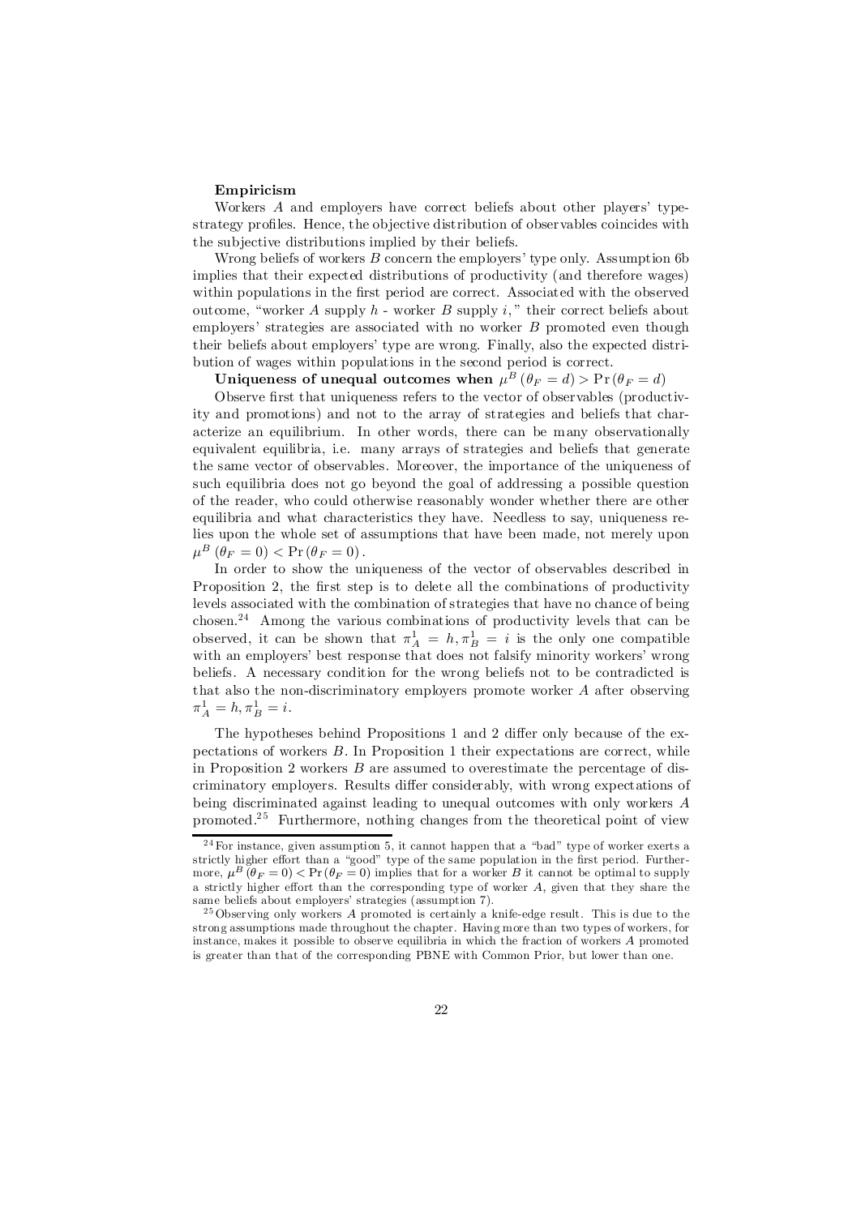**Empiricism**

Workers $A$ and employers have correct beliefs about other players' type-strategy profiles. Hence, the objective distribution of observables coincides with the subjective distributions implied by their beliefs.

Wrong beliefs of workers $B$ concern the employers' type only. Assumption 6b implies that their expected distributions of productivity (and therefore wages) within populations in the first period are correct. Associated with the observed outcome, "worker $A$ supply $h$ - worker $B$ supply $i$," their correct beliefs about employers' strategies are associated with no worker $B$ promoted even though their beliefs about employers' type are wrong. Finally, also the expected distribution of wages within populations in the second period is correct.

**Uniqueness of unequal outcomes when $\mu^B(\theta_F = d) > \Pr(\theta_F = d)$**

Observe first that uniqueness refers to the vector of observables (productivity and promotions) and not to the array of strategies and beliefs that characterize an equilibrium. In other words, there can be many observationally equivalent equilibria, i.e. many arrays of strategies and beliefs that generate the same vector of observables. Moreover, the importance of the uniqueness of such equilibria does not go beyond the goal of addressing a possible question of the reader, who could otherwise reasonably wonder whether there are other equilibria and what characteristics they have. Needless to say, uniqueness relies upon the whole set of assumptions that have been made, not merely upon $\mu^B(\theta_F = 0) < \Pr(\theta_F = 0)$.

In order to show the uniqueness of the vector of observables described in Proposition 2, the first step is to delete all the combinations of productivity levels associated with the combination of strategies that have no chance of being chosen.[24] Among the various combinations of productivity levels that can be observed, it can be shown that $\pi_A^1 = h, \pi_B^1 = i$ is the only one compatible with an employers' best response that does not falsify minority workers' wrong beliefs. A necessary condition for the wrong beliefs not to be contradicted is that also the non-discriminatory employers promote worker $A$ after observing $\pi_A^1 = h, \pi_B^1 = i$.

The hypotheses behind Propositions 1 and 2 differ only because of the expectations of workers $B$. In Proposition 1 their expectations are correct, while in Proposition 2 workers $B$ are assumed to overestimate the percentage of discriminatory employers. Results differ considerably, with wrong expectations of being discriminated against leading to unequal outcomes with only workers $A$ promoted.[25] Furthermore, nothing changes from the theoretical point of view

[24] For instance, given assumption 5, it cannot happen that a "bad" type of worker exerts a strictly higher effort than a "good" type of the same population in the first period. Furthermore, $\mu^B(\theta_F = 0) < \Pr(\theta_F = 0)$ implies that for a worker $B$ it cannot be optimal to supply a strictly higher effort than the corresponding type of worker $A$, given that they share the same beliefs about employers' strategies (assumption 7).

[25] Observing only workers $A$ promoted is certainly a knife-edge result. This is due to the strong assumptions made throughout the chapter. Having more than two types of workers, for instance, makes it possible to observe equilibria in which the fraction of workers $A$ promoted is greater than that of the corresponding PBNE with Common Prior, but lower than one.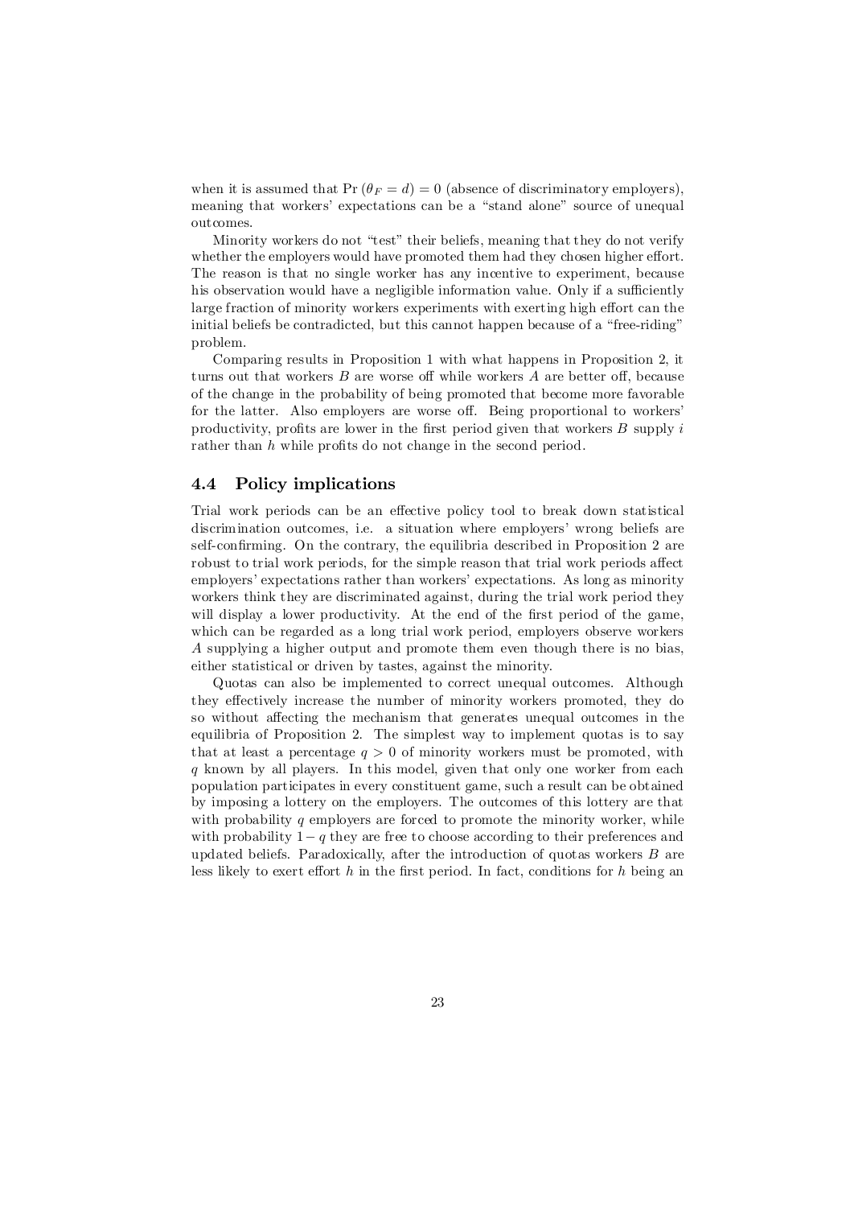when it is assumed that $\Pr(\theta_F = d) = 0$ (absence of discriminatory employers), meaning that workers' expectations can be a "stand alone" source of unequal outcomes.

Minority workers do not "test" their beliefs, meaning that they do not verify whether the employers would have promoted them had they chosen higher effort. The reason is that no single worker has any incentive to experiment, because his observation would have a negligible information value. Only if a sufficiently large fraction of minority workers experiments with exerting high effort can the initial beliefs be contradicted, but this cannot happen because of a "free-riding" problem.

Comparing results in Proposition 1 with what happens in Proposition 2, it turns out that workers $B$ are worse off while workers $A$ are better off, because of the change in the probability of being promoted that become more favorable for the latter. Also employers are worse off. Being proportional to workers' productivity, profits are lower in the first period given that workers $B$ supply $i$ rather than $h$ while profits do not change in the second period.

### 4.4 Policy implications

Trial work periods can be an effective policy tool to break down statistical discrimination outcomes, i.e. a situation where employers' wrong beliefs are self-confirming. On the contrary, the equilibria described in Proposition 2 are robust to trial work periods, for the simple reason that trial work periods affect employers' expectations rather than workers' expectations. As long as minority workers think they are discriminated against, during the trial work period they will display a lower productivity. At the end of the first period of the game, which can be regarded as a long trial work period, employers observe workers $A$ supplying a higher output and promote them even though there is no bias, either statistical or driven by tastes, against the minority.

Quotas can also be implemented to correct unequal outcomes. Although they effectively increase the number of minority workers promoted, they do so without affecting the mechanism that generates unequal outcomes in the equilibria of Proposition 2. The simplest way to implement quotas is to say that at least a percentage $q > 0$ of minority workers must be promoted, with $q$ known by all players. In this model, given that only one worker from each population participates in every constituent game, such a result can be obtained by imposing a lottery on the employers. The outcomes of this lottery are that with probability $q$ employers are forced to promote the minority worker, while with probability $1 - q$ they are free to choose according to their preferences and updated beliefs. Paradoxically, after the introduction of quotas workers $B$ are less likely to exert effort $h$ in the first period. In fact, conditions for $h$ being an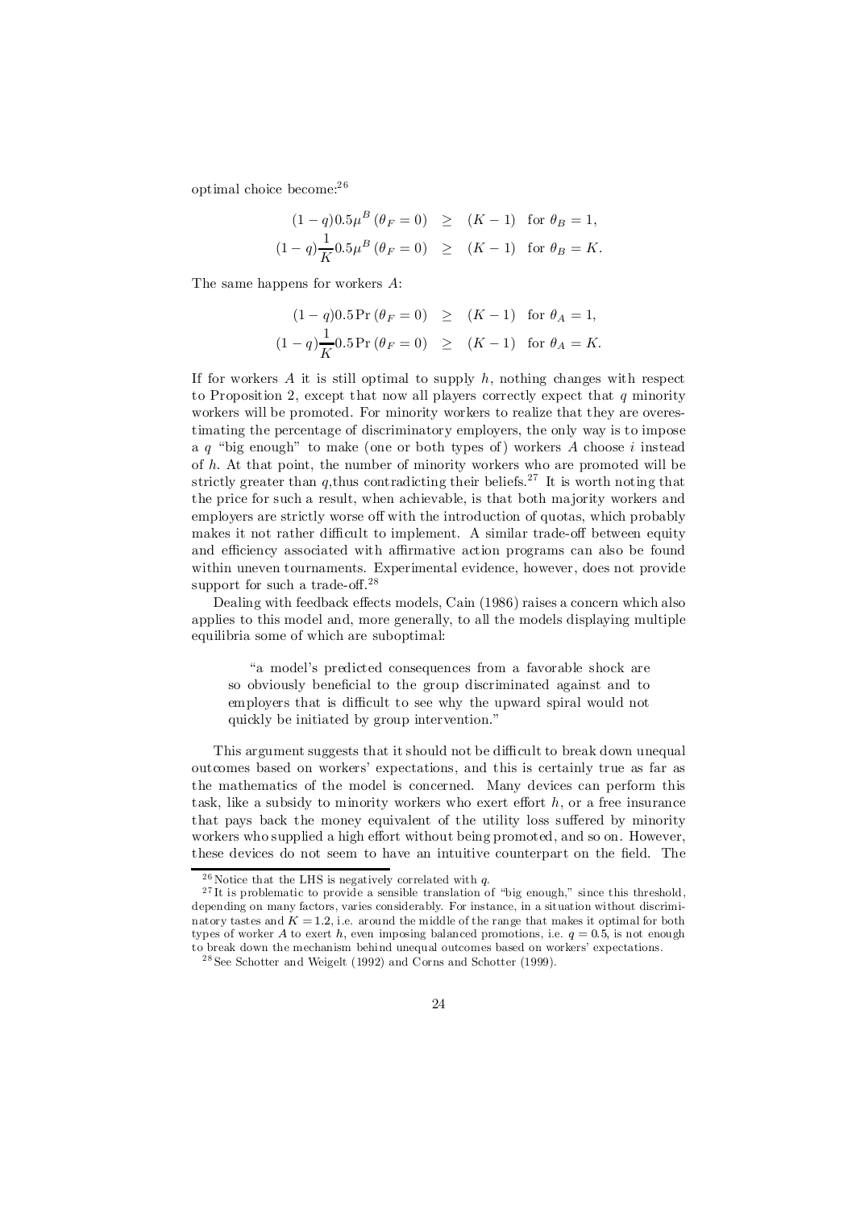optimal choice become:[26]

$$
\begin{aligned}
(1-q)0.5\mu^{B}(\theta_F = 0) &\geq (K-1) \quad \text{for } \theta_B = 1, \\
(1-q)\frac{1}{K}0.5\mu^{B}(\theta_F = 0) &\geq (K-1) \quad \text{for } \theta_B = K.
\end{aligned}
$$

The same happens for workers $A$:

$$
\begin{aligned}
(1-q)0.5\Pr(\theta_F = 0) &\geq (K-1) \quad \text{for } \theta_A = 1, \\
(1-q)\frac{1}{K}0.5\Pr(\theta_F = 0) &\geq (K-1) \quad \text{for } \theta_A = K.
\end{aligned}
$$

If for workers $A$ it is still optimal to supply $h$, nothing changes with respect to Proposition 2, except that now all players correctly expect that $q$ minority workers will be promoted. For minority workers to realize that they are overestimating the percentage of discriminatory employers, the only way is to impose a $q$ "big enough" to make (one or both types of) workers $A$ choose $i$ instead of $h$. At that point, the number of minority workers who are promoted will be strictly greater than $q$,thus contradicting their beliefs.[27] It is worth noting that the price for such a result, when achievable, is that both majority workers and employers are strictly worse off with the introduction of quotas, which probably makes it not rather difficult to implement. A similar trade-off between equity and efficiency associated with affirmative action programs can also be found within uneven tournaments. Experimental evidence, however, does not provide support for such a trade-off.[28]

Dealing with feedback effects models, Cain (1986) raises a concern which also applies to this model and, more generally, to all the models displaying multiple equilibria some of which are suboptimal:

> "a model's predicted consequences from a favorable shock are so obviously beneficial to the group discriminated against and to employers that is difficult to see why the upward spiral would not quickly be initiated by group intervention."

This argument suggests that it should not be difficult to break down unequal outcomes based on workers' expectations, and this is certainly true as far as the mathematics of the model is concerned. Many devices can perform this task, like a subsidy to minority workers who exert effort $h$, or a free insurance that pays back the money equivalent of the utility loss suffered by minority workers who supplied a high effort without being promoted, and so on. However, these devices do not seem to have an intuitive counterpart on the field. The

[26] Notice that the LHS is negatively correlated with $q$.

[27] It is problematic to provide a sensible translation of "big enough," since this threshold, depending on many factors, varies considerably. For instance, in a situation without discriminatory tastes and $K = 1.2$, i.e. around the middle of the range that makes it optimal for both types of worker $A$ to exert $h$, even imposing balanced promotions, i.e. $q = 0.5$, is not enough to break down the mechanism behind unequal outcomes based on workers' expectations.

[28] See Schotter and Weigelt (1992) and Corns and Schotter (1999).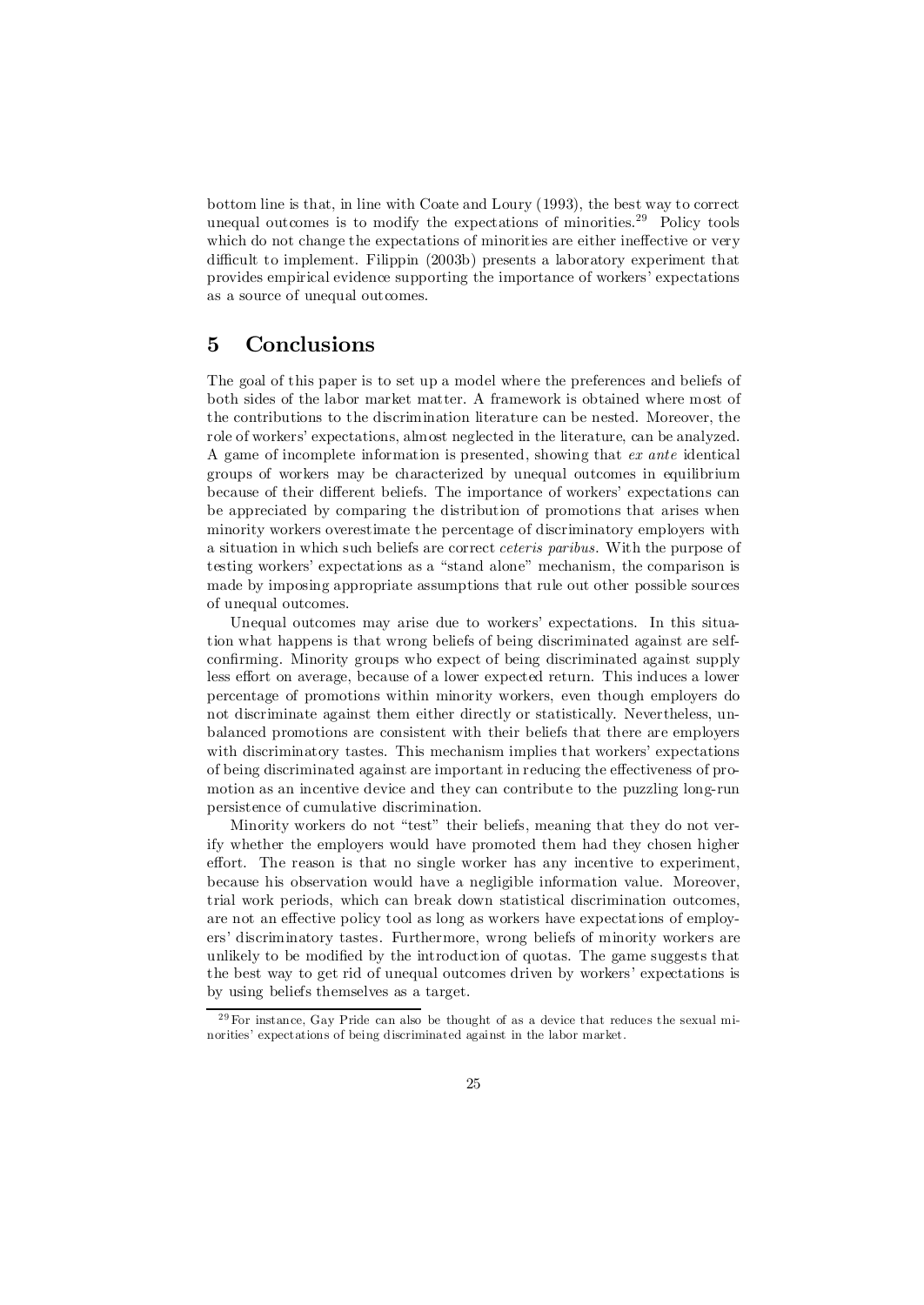bottom line is that, in line with Coate and Loury (1993), the best way to correct unequal outcomes is to modify the expectations of minorities.[29] Policy tools which do not change the expectations of minorities are either ineffective or very difficult to implement. Filippin (2003b) presents a laboratory experiment that provides empirical evidence supporting the importance of workers' expectations as a source of unequal outcomes.

# 5 Conclusions

The goal of this paper is to set up a model where the preferences and beliefs of both sides of the labor market matter. A framework is obtained where most of the contributions to the discrimination literature can be nested. Moreover, the role of workers' expectations, almost neglected in the literature, can be analyzed. A game of incomplete information is presented, showing that *ex ante* identical groups of workers may be characterized by unequal outcomes in equilibrium because of their different beliefs. The importance of workers' expectations can be appreciated by comparing the distribution of promotions that arises when minority workers overestimate the percentage of discriminatory employers with a situation in which such beliefs are correct *ceteris paribus*. With the purpose of testing workers' expectations as a "stand alone" mechanism, the comparison is made by imposing appropriate assumptions that rule out other possible sources of unequal outcomes.

Unequal outcomes may arise due to workers' expectations. In this situation what happens is that wrong beliefs of being discriminated against are self-confirming. Minority groups who expect of being discriminated against supply less effort on average, because of a lower expected return. This induces a lower percentage of promotions within minority workers, even though employers do not discriminate against them either directly or statistically. Nevertheless, unbalanced promotions are consistent with their beliefs that there are employers with discriminatory tastes. This mechanism implies that workers' expectations of being discriminated against are important in reducing the effectiveness of promotion as an incentive device and they can contribute to the puzzling long-run persistence of cumulative discrimination.

Minority workers do not "test" their beliefs, meaning that they do not verify whether the employers would have promoted them had they chosen higher effort. The reason is that no single worker has any incentive to experiment, because his observation would have a negligible information value. Moreover, trial work periods, which can break down statistical discrimination outcomes, are not an effective policy tool as long as workers have expectations of employers' discriminatory tastes. Furthermore, wrong beliefs of minority workers are unlikely to be modified by the introduction of quotas. The game suggests that the best way to get rid of unequal outcomes driven by workers' expectations is by using beliefs themselves as a target.

[29] For instance, Gay Pride can also be thought of as a device that reduces the sexual minorities' expectations of being discriminated against in the labor market.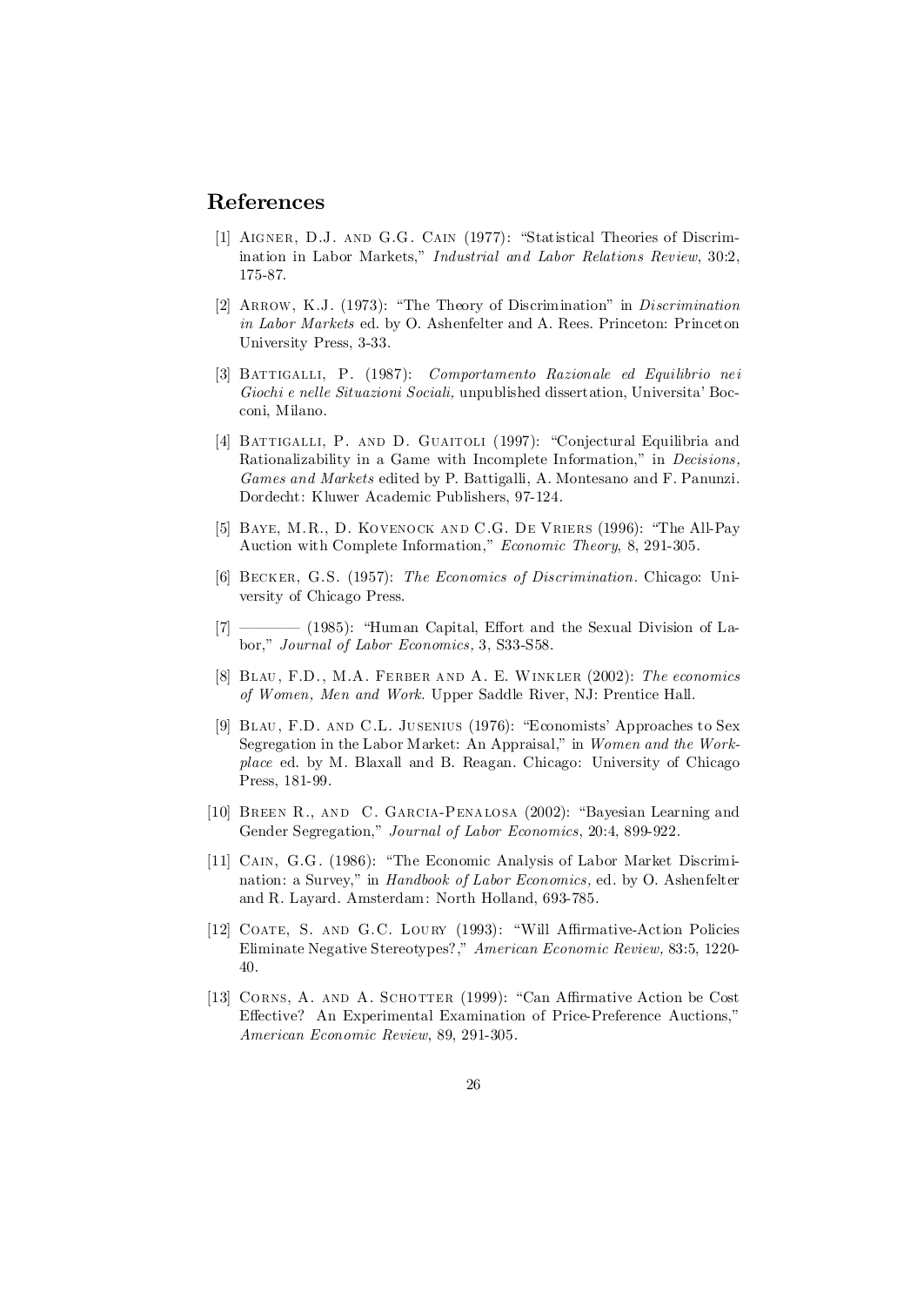## References

[1] Aigner, D.J. and G.G. Cain (1977): "Statistical Theories of Discrimination in Labor Markets," *Industrial and Labor Relations Review*, 30:2, 175-87.

[2] Arrow, K.J. (1973): "The Theory of Discrimination" in *Discrimination in Labor Markets* ed. by O. Ashenfelter and A. Rees. Princeton: Princeton University Press, 3-33.

[3] Battigalli, P. (1987): *Comportamento Razionale ed Equilibrio nei Giochi e nelle Situazioni Sociali*, unpublished dissertation, Universita' Bocconi, Milano.

[4] Battigalli, P. and D. Guaitoli (1997): "Conjectural Equilibria and Rationalizability in a Game with Incomplete Information," in *Decisions, Games and Markets* edited by P. Battigalli, A. Montesano and F. Panunzi. Dordecht: Kluwer Academic Publishers, 97-124.

[5] Baye, M.R., D. Kovenock and C.G. De Vriers (1996): "The All-Pay Auction with Complete Information," *Economic Theory*, 8, 291-305.

[6] Becker, G.S. (1957): *The Economics of Discrimination*. Chicago: University of Chicago Press.

[7] ———— (1985): "Human Capital, Effort and the Sexual Division of Labor," *Journal of Labor Economics*, 3, S33-S58.

[8] Blau, F.D., M.A. Ferber and A. E. Winkler (2002): *The economics of Women, Men and Work*. Upper Saddle River, NJ: Prentice Hall.

[9] Blau, F.D. and C.L. Jusenius (1976): "Economists' Approaches to Sex Segregation in the Labor Market: An Appraisal," in *Women and the Workplace* ed. by M. Blaxall and B. Reagan. Chicago: University of Chicago Press, 181-99.

[10] Breen R., and C. Garcia-Penalosa (2002): "Bayesian Learning and Gender Segregation," *Journal of Labor Economics*, 20:4, 899-922.

[11] Cain, G.G. (1986): "The Economic Analysis of Labor Market Discrimination: a Survey," in *Handbook of Labor Economics*, ed. by O. Ashenfelter and R. Layard. Amsterdam: North Holland, 693-785.

[12] Coate, S. and G.C. Loury (1993): "Will Affirmative-Action Policies Eliminate Negative Stereotypes?," *American Economic Review*, 83:5, 1220-40.

[13] Corns, A. and A. Schotter (1999): "Can Affirmative Action be Cost Effective? An Experimental Examination of Price-Preference Auctions," *American Economic Review*, 89, 291-305.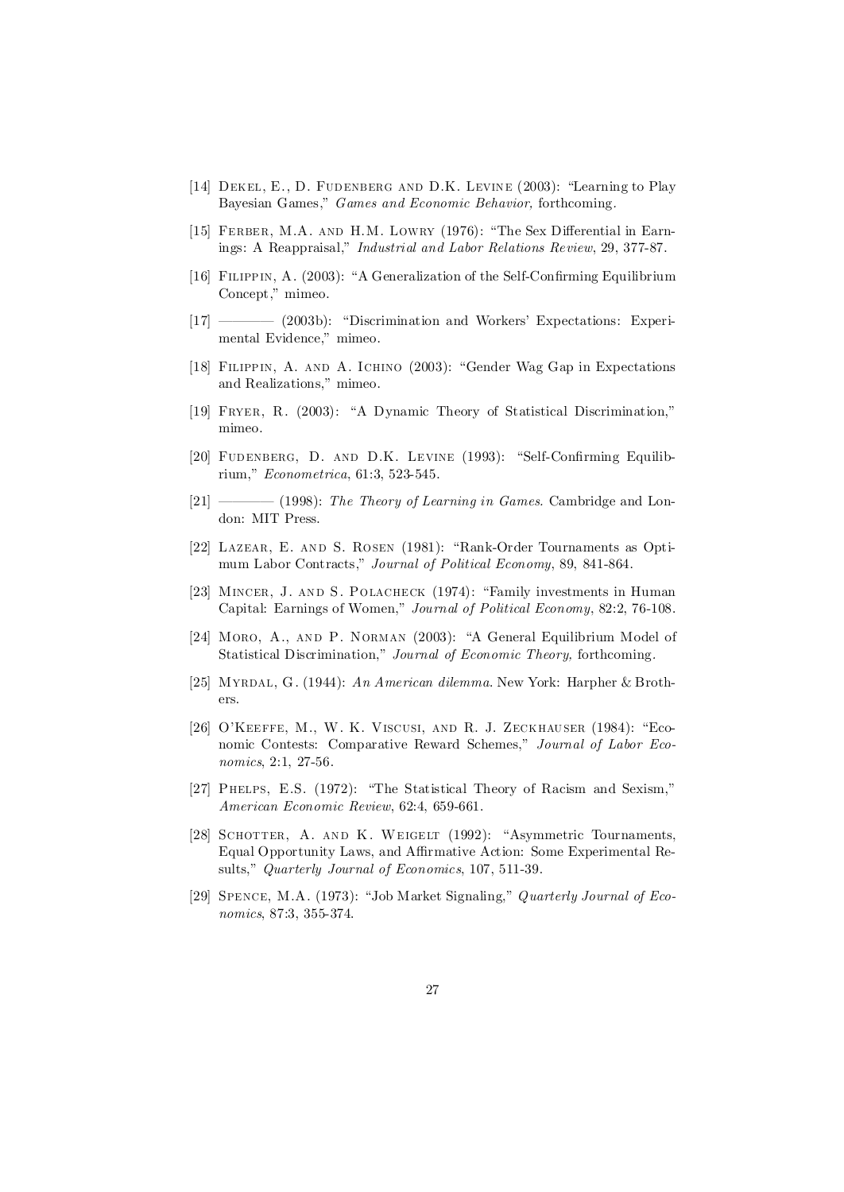[14] Dekel, E., D. Fudenberg and D.K. Levine (2003): "Learning to Play Bayesian Games," *Games and Economic Behavior*, forthcoming.

[15] Ferber, M.A. and H.M. Lowry (1976): "The Sex Differential in Earnings: A Reappraisal," *Industrial and Labor Relations Review*, 29, 377-87.

[16] Filippin, A. (2003): "A Generalization of the Self-Confirming Equilibrium Concept," mimeo.

[17] ———— (2003b): "Discrimination and Workers' Expectations: Experimental Evidence," mimeo.

[18] Filippin, A. and A. Ichino (2003): "Gender Wag Gap in Expectations and Realizations," mimeo.

[19] Fryer, R. (2003): "A Dynamic Theory of Statistical Discrimination," mimeo.

[20] Fudenberg, D. and D.K. Levine (1993): "Self-Confirming Equilibrium," *Econometrica*, 61:3, 523-545.

[21] ———— (1998): *The Theory of Learning in Games*. Cambridge and London: MIT Press.

[22] Lazear, E. and S. Rosen (1981): "Rank-Order Tournaments as Optimum Labor Contracts," *Journal of Political Economy*, 89, 841-864.

[23] Mincer, J. and S. Polacheck (1974): "Family investments in Human Capital: Earnings of Women," *Journal of Political Economy*, 82:2, 76-108.

[24] Moro, A., and P. Norman (2003): "A General Equilibrium Model of Statistical Discrimination," *Journal of Economic Theory,* forthcoming.

[25] Myrdal, G. (1944): *An American dilemma*. New York: Harpher & Brothers.

[26] O'Keeffe, M., W. K. Viscusi, and R. J. Zeckhauser (1984): "Economic Contests: Comparative Reward Schemes," *Journal of Labor Economics*, 2:1, 27-56.

[27] Phelps, E.S. (1972): "The Statistical Theory of Racism and Sexism," *American Economic Review*, 62:4, 659-661.

[28] Schotter, A. and K. Weigelt (1992): "Asymmetric Tournaments, Equal Opportunity Laws, and Affirmative Action: Some Experimental Results," *Quarterly Journal of Economics*, 107, 511-39.

[29] Spence, M.A. (1973): "Job Market Signaling," *Quarterly Journal of Economics*, 87:3, 355-374.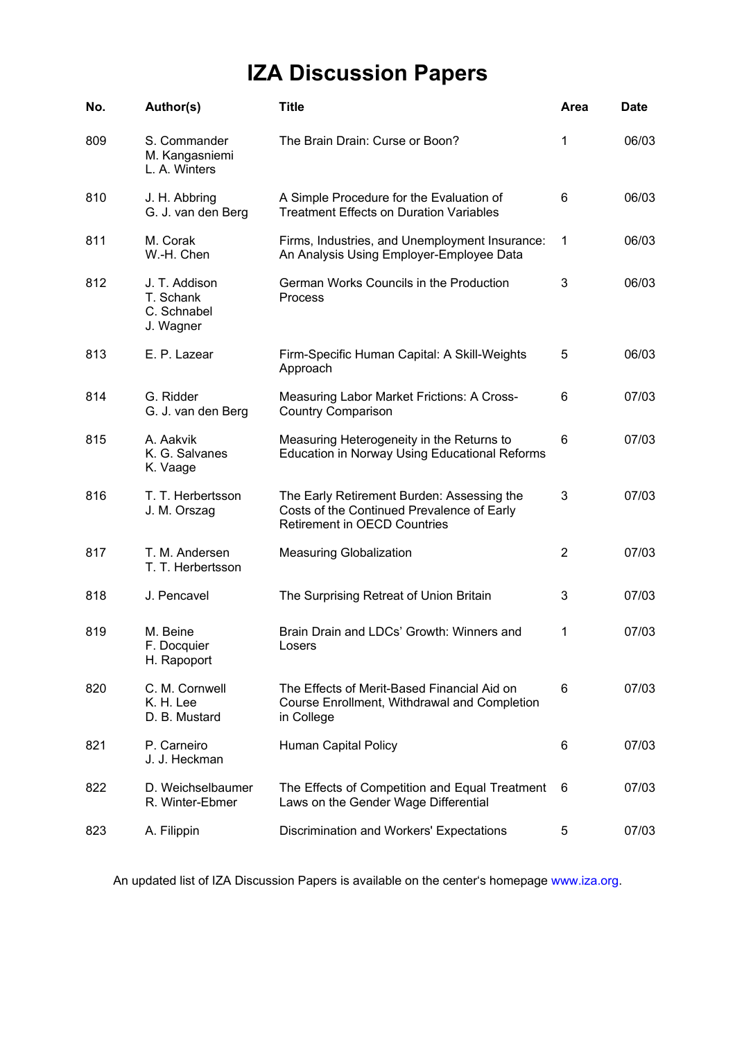# IZA Discussion Papers

| No. | Author(s) | Title | Area | Date |
|---|---|---|---|---|
| 809 | S. Commander<br>M. Kangasniemi<br>L. A. Winters | The Brain Drain: Curse or Boon? | 1 | 06/03 |
| 810 | J. H. Abbring<br>G. J. van den Berg | A Simple Procedure for the Evaluation of Treatment Effects on Duration Variables | 6 | 06/03 |
| 811 | M. Corak<br>W.-H. Chen | Firms, Industries, and Unemployment Insurance: An Analysis Using Employer-Employee Data | 1 | 06/03 |
| 812 | J. T. Addison<br>T. Schank<br>C. Schnabel<br>J. Wagner | German Works Councils in the Production Process | 3 | 06/03 |
| 813 | E. P. Lazear | Firm-Specific Human Capital: A Skill-Weights Approach | 5 | 06/03 |
| 814 | G. Ridder<br>G. J. van den Berg | Measuring Labor Market Frictions: A Cross-Country Comparison | 6 | 07/03 |
| 815 | A. Aakvik<br>K. G. Salvanes<br>K. Vaage | Measuring Heterogeneity in the Returns to Education in Norway Using Educational Reforms | 6 | 07/03 |
| 816 | T. T. Herbertsson<br>J. M. Orszag | The Early Retirement Burden: Assessing the Costs of the Continued Prevalence of Early Retirement in OECD Countries | 3 | 07/03 |
| 817 | T. M. Andersen<br>T. T. Herbertsson | Measuring Globalization | 2 | 07/03 |
| 818 | J. Pencavel | The Surprising Retreat of Union Britain | 3 | 07/03 |
| 819 | M. Beine<br>F. Docquier<br>H. Rapoport | Brain Drain and LDCs' Growth: Winners and Losers | 1 | 07/03 |
| 820 | C. M. Cornwell<br>K. H. Lee<br>D. B. Mustard | The Effects of Merit-Based Financial Aid on Course Enrollment, Withdrawal and Completion in College | 6 | 07/03 |
| 821 | P. Carneiro<br>J. J. Heckman | Human Capital Policy | 6 | 07/03 |
| 822 | D. Weichselbaumer<br>R. Winter-Ebmer | The Effects of Competition and Equal Treatment Laws on the Gender Wage Differential | 6 | 07/03 |
| 823 | A. Filippin | Discrimination and Workers' Expectations | 5 | 07/03 |

An updated list of IZA Discussion Papers is available on the center's homepage www.iza.org.